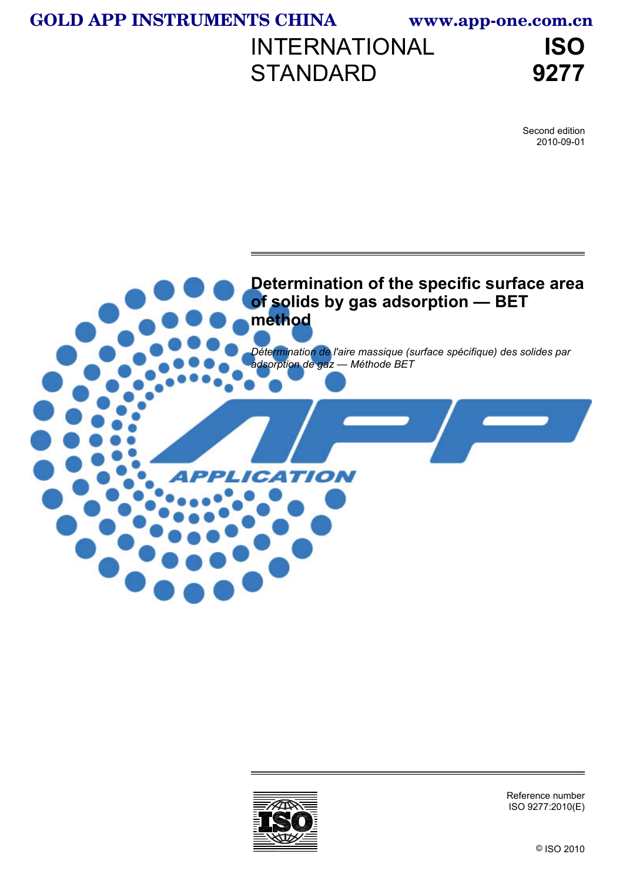GOLD APP INSTRUMENTS CHINA www.app-one.com.cn

# INTERNATIONAL STANDARD

# ISO 9277

Second edition
2010-09-01

## Determination of the specific surface area of solids by gas adsorption — BET method

*Détermination de l'aire massique (surface spécifique) des solides par adsorption de gaz — Méthode BET*

Reference number
ISO 9277:2010(E)

© ISO 2010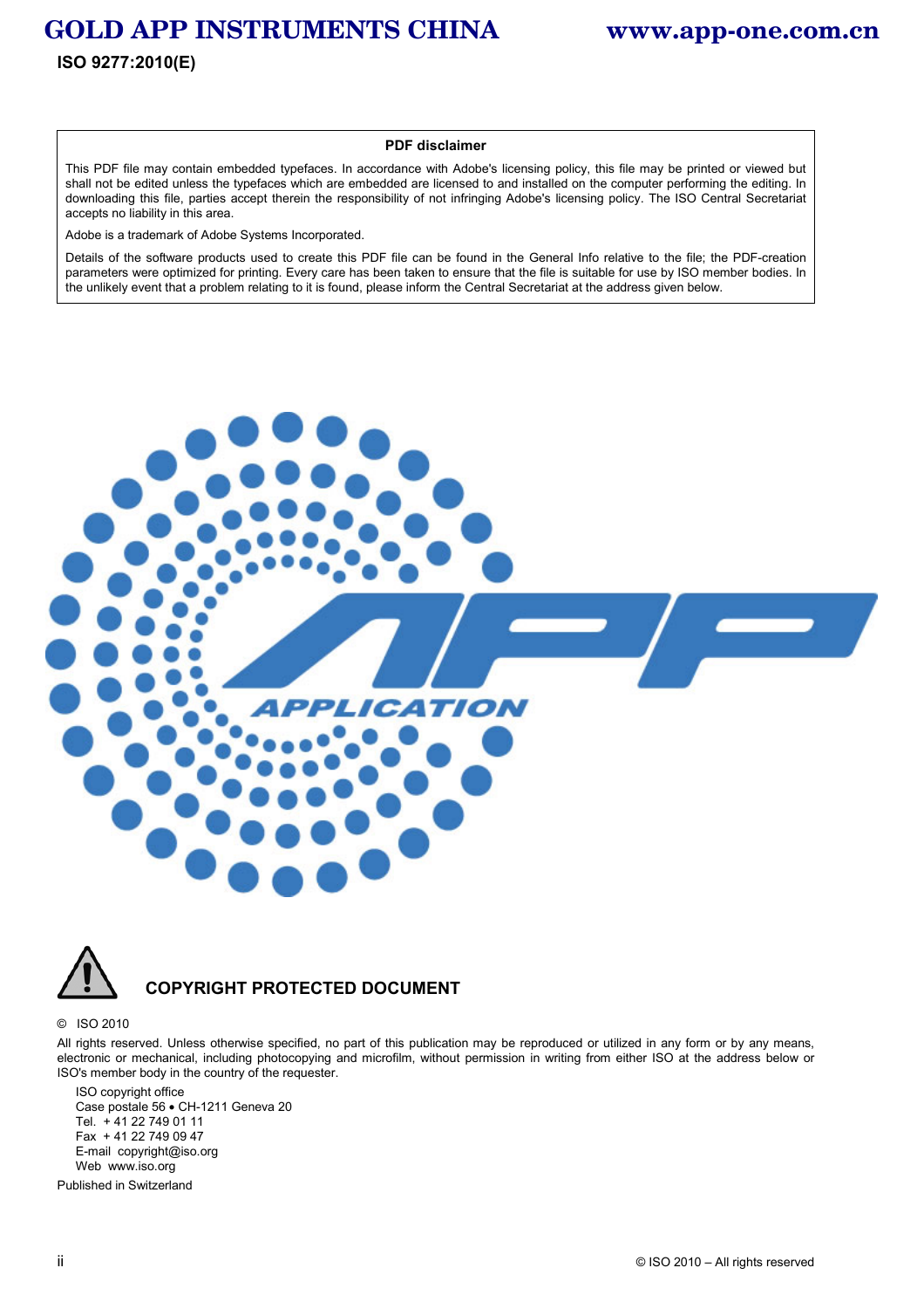**PDF disclaimer**

This PDF file may contain embedded typefaces. In accordance with Adobe's licensing policy, this file may be printed or viewed but shall not be edited unless the typefaces which are embedded are licensed to and installed on the computer performing the editing. In downloading this file, parties accept therein the responsibility of not infringing Adobe's licensing policy. The ISO Central Secretariat accepts no liability in this area.

Adobe is a trademark of Adobe Systems Incorporated.

Details of the software products used to create this PDF file can be found in the General Info relative to the file; the PDF-creation parameters were optimized for printing. Every care has been taken to ensure that the file is suitable for use by ISO member bodies. In the unlikely event that a problem relating to it is found, please inform the Central Secretariat at the address given below.

## COPYRIGHT PROTECTED DOCUMENT

© ISO 2010

All rights reserved. Unless otherwise specified, no part of this publication may be reproduced or utilized in any form or by any means, electronic or mechanical, including photocopying and microfilm, without permission in writing from either ISO at the address below or ISO's member body in the country of the requester.

ISO copyright office
Case postale 56 • CH-1211 Geneva 20
Tel. + 41 22 749 01 11
Fax + 41 22 749 09 47
E-mail copyright@iso.org
Web www.iso.org

Published in Switzerland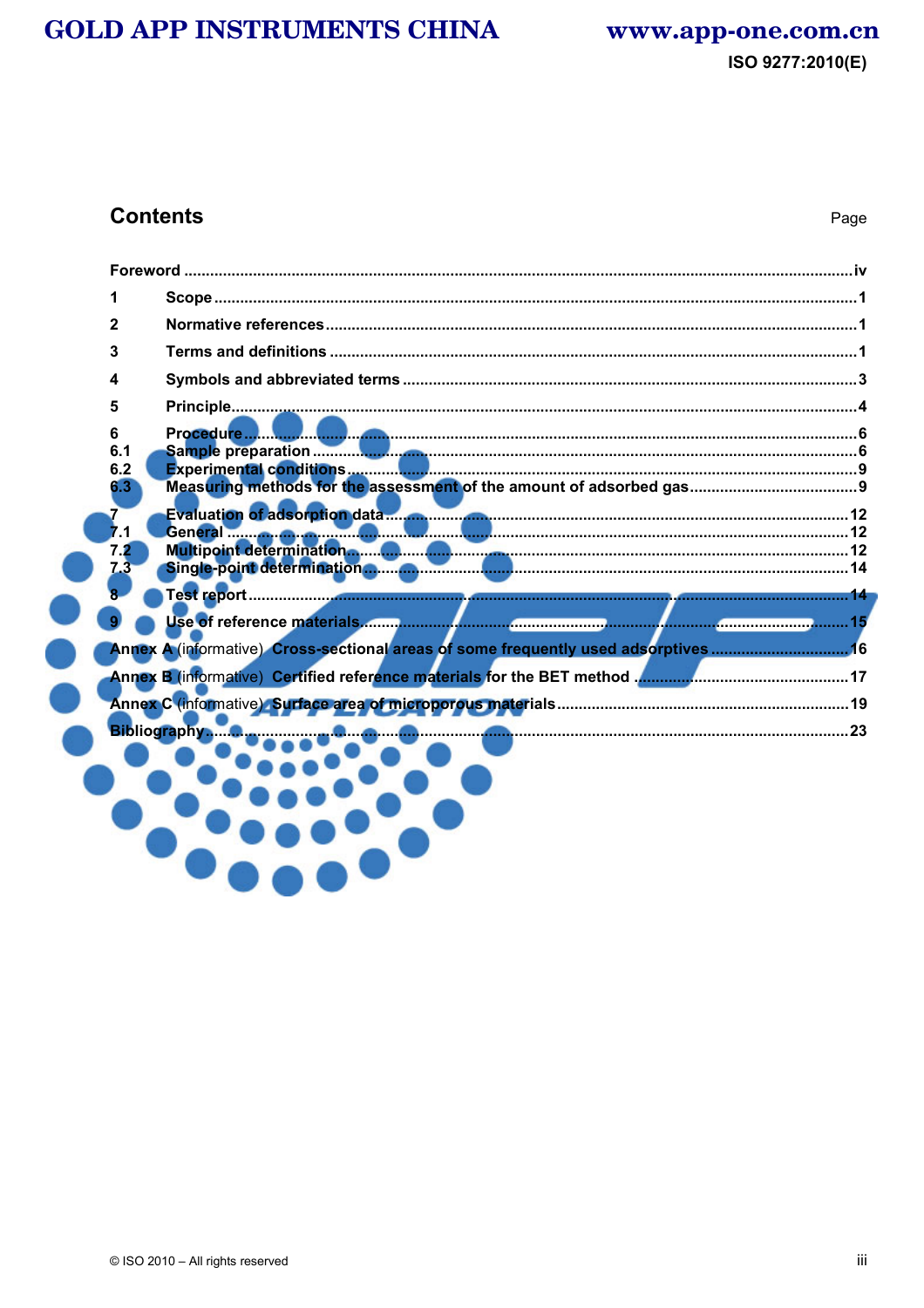# Contents

Page

Foreword ..... iv

1 Scope ..... 1

2 Normative references ..... 1

3 Terms and definitions ..... 1

4 Symbols and abbreviated terms ..... 3

5 Principle ..... 4

6 Procedure ..... 6
6.1 Sample preparation ..... 6
6.2 Experimental conditions ..... 9
6.3 Measuring methods for the assessment of the amount of adsorbed gas ..... 9

7 Evaluation of adsorption data ..... 12
7.1 General ..... 12
7.2 Multipoint determination ..... 12
7.3 Single-point determination ..... 14

8 Test report ..... 14

9 Use of reference materials ..... 15

Annex A (informative) Cross-sectional areas of some frequently used adsorptives ..... 16

Annex B (informative) Certified reference materials for the BET method ..... 17

Annex C (informative) Surface area of microporous materials ..... 19

Bibliography ..... 23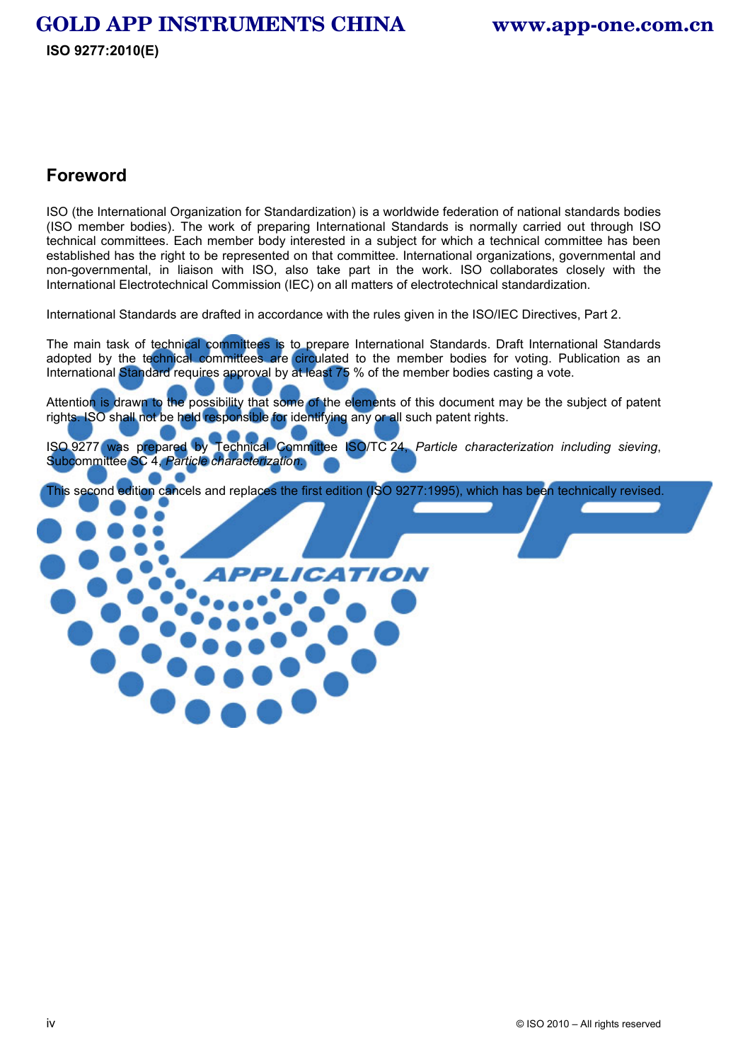## Foreword

ISO (the International Organization for Standardization) is a worldwide federation of national standards bodies (ISO member bodies). The work of preparing International Standards is normally carried out through ISO technical committees. Each member body interested in a subject for which a technical committee has been established has the right to be represented on that committee. International organizations, governmental and non-governmental, in liaison with ISO, also take part in the work. ISO collaborates closely with the International Electrotechnical Commission (IEC) on all matters of electrotechnical standardization.

International Standards are drafted in accordance with the rules given in the ISO/IEC Directives, Part 2.

The main task of technical committees is to prepare International Standards. Draft International Standards adopted by the technical committees are circulated to the member bodies for voting. Publication as an International Standard requires approval by at least 75 % of the member bodies casting a vote.

Attention is drawn to the possibility that some of the elements of this document may be the subject of patent rights. ISO shall not be held responsible for identifying any or all such patent rights.

ISO 9277 was prepared by Technical Committee ISO/TC 24, *Particle characterization including sieving*, Subcommittee SC 4, *Particle characterization*.

This second edition cancels and replaces the first edition (ISO 9277:1995), which has been technically revised.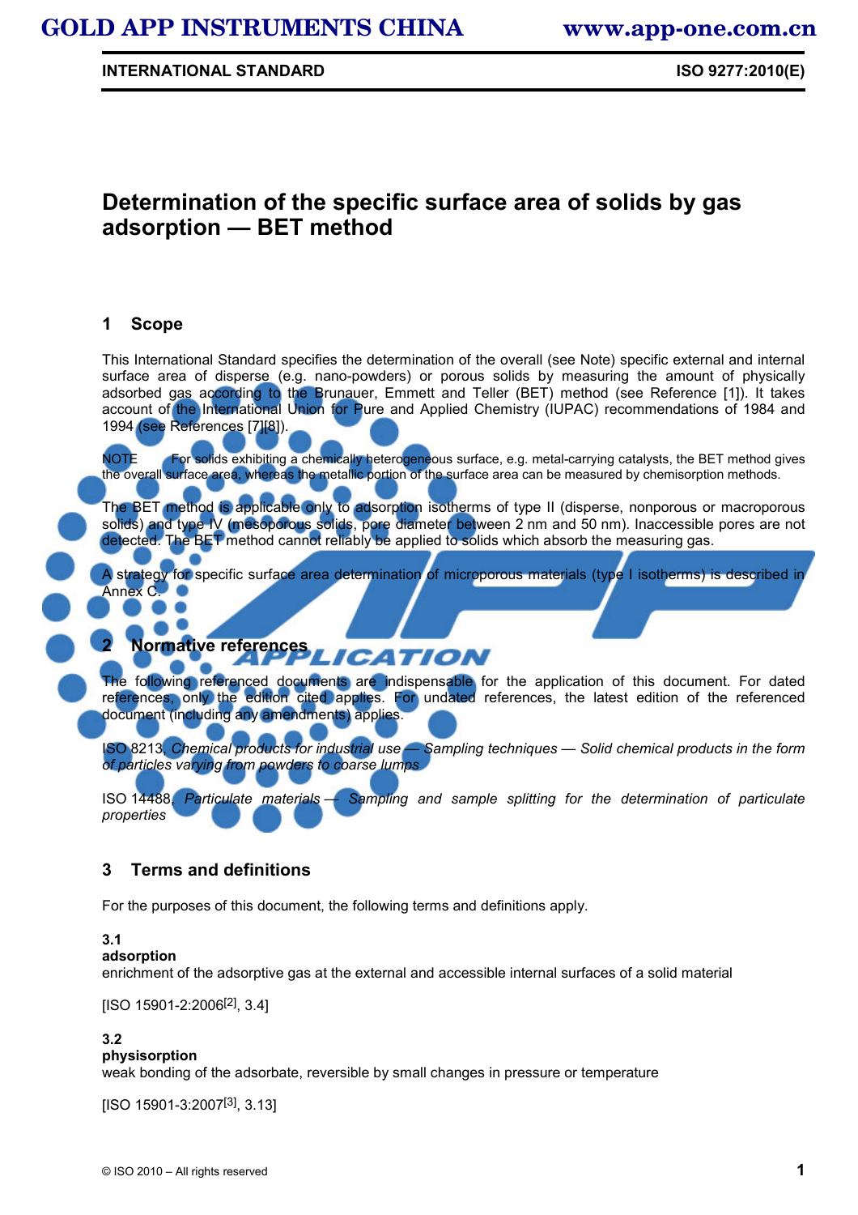# Determination of the specific surface area of solids by gas adsorption — BET method

## 1 Scope

This International Standard specifies the determination of the overall (see Note) specific external and internal surface area of disperse (e.g. nano-powders) or porous solids by measuring the amount of physically adsorbed gas according to the Brunauer, Emmett and Teller (BET) method (see Reference [1]). It takes account of the International Union for Pure and Applied Chemistry (IUPAC) recommendations of 1984 and 1994 (see References [7][8]).

NOTE For solids exhibiting a chemically heterogeneous surface, e.g. metal-carrying catalysts, the BET method gives the overall surface area, whereas the metallic portion of the surface area can be measured by chemisorption methods.

The BET method is applicable only to adsorption isotherms of type II (disperse, nonporous or macroporous solids) and type IV (mesoporous solids, pore diameter between 2 nm and 50 nm). Inaccessible pores are not detected. The BET method cannot reliably be applied to solids which absorb the measuring gas.

A strategy for specific surface area determination of microporous materials (type I isotherms) is described in Annex C.

## 2 Normative references

The following referenced documents are indispensable for the application of this document. For dated references, only the edition cited applies. For undated references, the latest edition of the referenced document (including any amendments) applies.

ISO 8213, *Chemical products for industrial use — Sampling techniques — Solid chemical products in the form of particles varying from powders to coarse lumps*

ISO 14488, *Particulate materials — Sampling and sample splitting for the determination of particulate properties*

## 3 Terms and definitions

For the purposes of this document, the following terms and definitions apply.

**3.1**
**adsorption**
enrichment of the adsorptive gas at the external and accessible internal surfaces of a solid material

[ISO 15901-2:2006[2], 3.4]

**3.2**
**physisorption**
weak bonding of the adsorbate, reversible by small changes in pressure or temperature

[ISO 15901-3:2007[3], 3.13]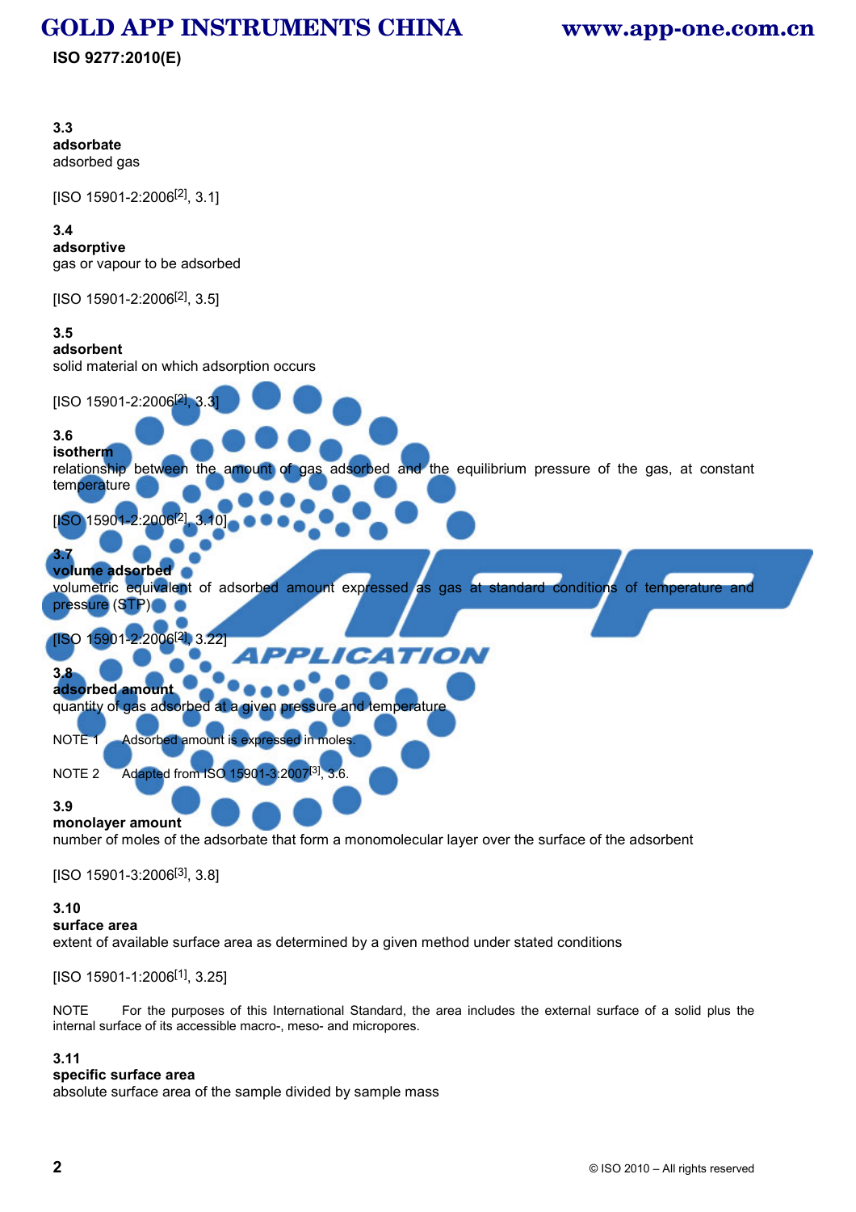**3.3**
**adsorbate**
adsorbed gas

[ISO 15901-2:2006[2], 3.1]

**3.4**
**adsorptive**
gas or vapour to be adsorbed

[ISO 15901-2:2006[2], 3.5]

**3.5**
**adsorbent**
solid material on which adsorption occurs

[ISO 15901-2:2006[2], 3.3]

**3.6**
**isotherm**
relationship between the amount of gas adsorbed and the equilibrium pressure of the gas, at constant temperature

[ISO 15901-2:2006[2], 3.10]

**3.7**
**volume adsorbed**
volumetric equivalent of adsorbed amount expressed as gas at standard conditions of temperature and pressure (STP)

[ISO 15901-2:2006[2], 3.22]

**3.8**
**adsorbed amount**
quantity of gas adsorbed at a given pressure and temperature

NOTE 1 Adsorbed amount is expressed in moles.

NOTE 2 Adapted from ISO 15901-3:2007[3], 3.6.

**3.9**
**monolayer amount**
number of moles of the adsorbate that form a monomolecular layer over the surface of the adsorbent

[ISO 15901-3:2006[3], 3.8]

**3.10**
**surface area**
extent of available surface area as determined by a given method under stated conditions

[ISO 15901-1:2006[1], 3.25]

NOTE For the purposes of this International Standard, the area includes the external surface of a solid plus the internal surface of its accessible macro-, meso- and micropores.

**3.11**
**specific surface area**
absolute surface area of the sample divided by sample mass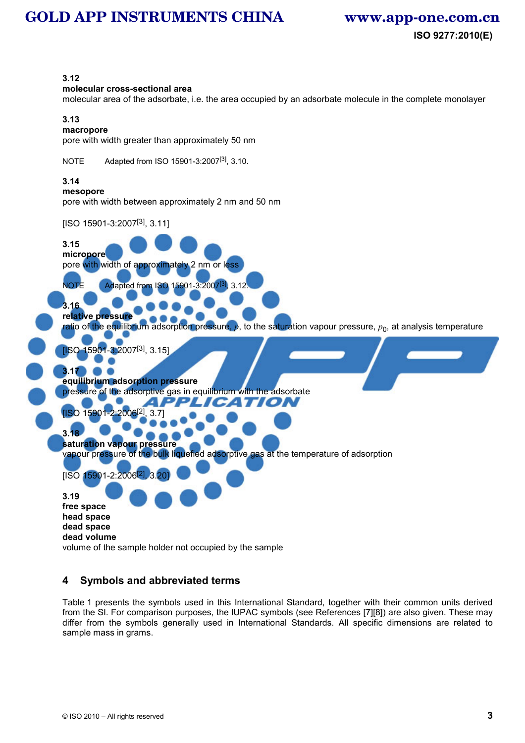**3.12**
**molecular cross-sectional area**
molecular area of the adsorbate, i.e. the area occupied by an adsorbate molecule in the complete monolayer

**3.13**
**macropore**
pore with width greater than approximately 50 nm

NOTE Adapted from ISO 15901-3:2007[3], 3.10.

**3.14**
**mesopore**
pore with width between approximately 2 nm and 50 nm

[ISO 15901-3:2007[3], 3.11]

**3.15**
**micropore**
pore with width of approximately 2 nm or less

NOTE Adapted from ISO 15901-3:2007[3], 3.12.

**3.16**
**relative pressure**
ratio of the equilibrium adsorption pressure, $p$, to the saturation vapour pressure, $p_0$, at analysis temperature

[ISO 15901-3:2007[3], 3.15]

**3.17**
**equilibrium adsorption pressure**
pressure of the adsorptive gas in equilibrium with the adsorbate

[ISO 15901-2:2006[2], 3.7]

**3.18**
**saturation vapour pressure**
vapour pressure of the bulk liquefied adsorptive gas at the temperature of adsorption

[ISO 15901-2:2006[2], 3.20]

**3.19**
**free space**
**head space**
**dead space**
**dead volume**
volume of the sample holder not occupied by the sample

## 4 Symbols and abbreviated terms

Table 1 presents the symbols used in this International Standard, together with their common units derived from the SI. For comparison purposes, the IUPAC symbols (see References [7][8]) are also given. These may differ from the symbols generally used in International Standards. All specific dimensions are related to sample mass in grams.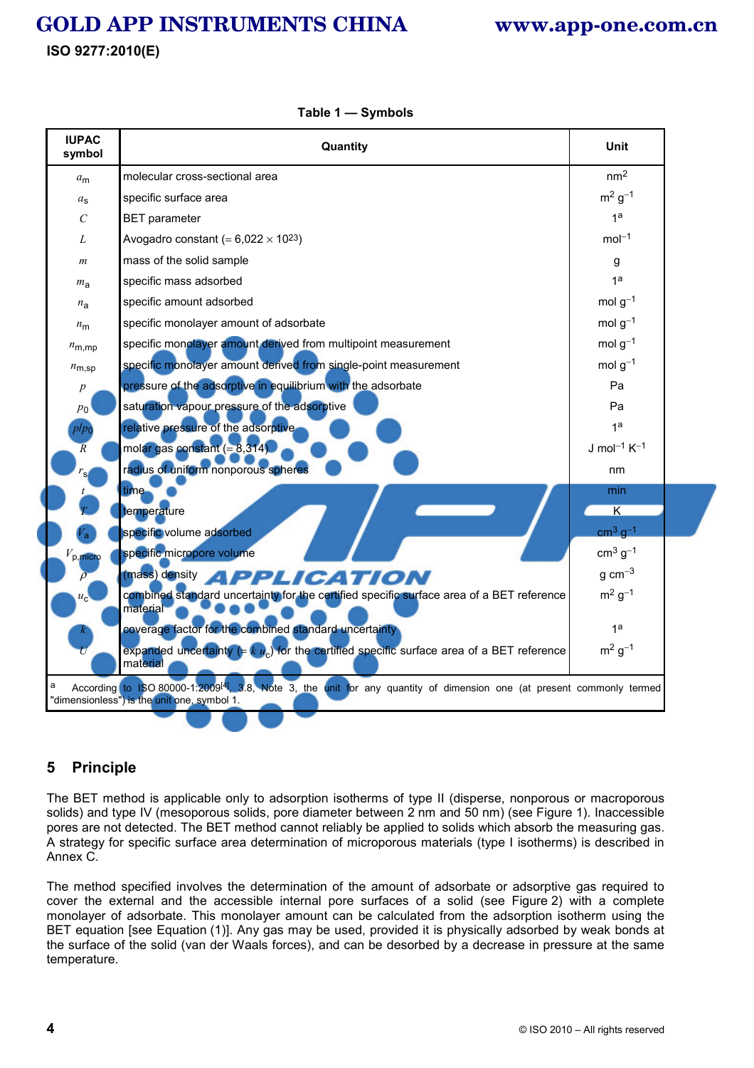Table 1 — Symbols

| IUPAC symbol | Quantity | Unit |
|---|---|---|
| $a_m$ | molecular cross-sectional area | $nm^2$ |
| $a_s$ | specific surface area | $m^2\ g^{-1}$ |
| $C$ | BET parameter | 1[a] |
| $L$ | Avogadro constant (= $6{,}022 \times 10^{23}$) | $mol^{-1}$ |
| $m$ | mass of the solid sample | g |
| $m_a$ | specific mass adsorbed | 1[a] |
| $n_a$ | specific amount adsorbed | $mol\ g^{-1}$ |
| $n_m$ | specific monolayer amount of adsorbate | $mol\ g^{-1}$ |
| $n_{m,mp}$ | specific monolayer amount derived from multipoint measurement | $mol\ g^{-1}$ |
| $n_{m,sp}$ | specific monolayer amount derived from single-point measurement | $mol\ g^{-1}$ |
| $p$ | pressure of the adsorptive in equilibrium with the adsorbate | Pa |
| $p_0$ | saturation vapour pressure of the adsorptive | Pa |
| $p/p_0$ | relative pressure of the adsorptive | 1[a] |
| $R$ | molar gas constant (= 8,314) | $J\ mol^{-1}\ K^{-1}$ |
| $r_s$ | radius of uniform nonporous spheres | nm |
| $t$ | time | min |
| $T$ | temperature | K |
| $V_a$ | specific volume adsorbed | $cm^3\ g^{-1}$ |
| $V_{p,micro}$ | specific micropore volume | $cm^3\ g^{-1}$ |
| $\rho$ | (mass) density | $g\ cm^{-3}$ |
| $u_c$ | combined standard uncertainty for the certified specific surface area of a BET reference material | $m^2\ g^{-1}$ |
| $k$ | coverage factor for the combined standard uncertainty | 1[a] |
| $U$ | expanded uncertainty (= $k\ u_c$) for the certified specific surface area of a BET reference material | $m^2\ g^{-1}$ |

[a] According to ISO 80000-1:2009[4], 3.8, Note 3, the unit for any quantity of dimension one (at present commonly termed "dimensionless") is the unit one, symbol 1.

## 5 Principle

The BET method is applicable only to adsorption isotherms of type II (disperse, nonporous or macroporous solids) and type IV (mesoporous solids, pore diameter between 2 nm and 50 nm) (see Figure 1). Inaccessible pores are not detected. The BET method cannot reliably be applied to solids which absorb the measuring gas. A strategy for specific surface area determination of microporous materials (type I isotherms) is described in Annex C.

The method specified involves the determination of the amount of adsorbate or adsorptive gas required to cover the external and the accessible internal pore surfaces of a solid (see Figure 2) with a complete monolayer of adsorbate. This monolayer amount can be calculated from the adsorption isotherm using the BET equation [see Equation (1)]. Any gas may be used, provided it is physically adsorbed by weak bonds at the surface of the solid (van der Waals forces), and can be desorbed by a decrease in pressure at the same temperature.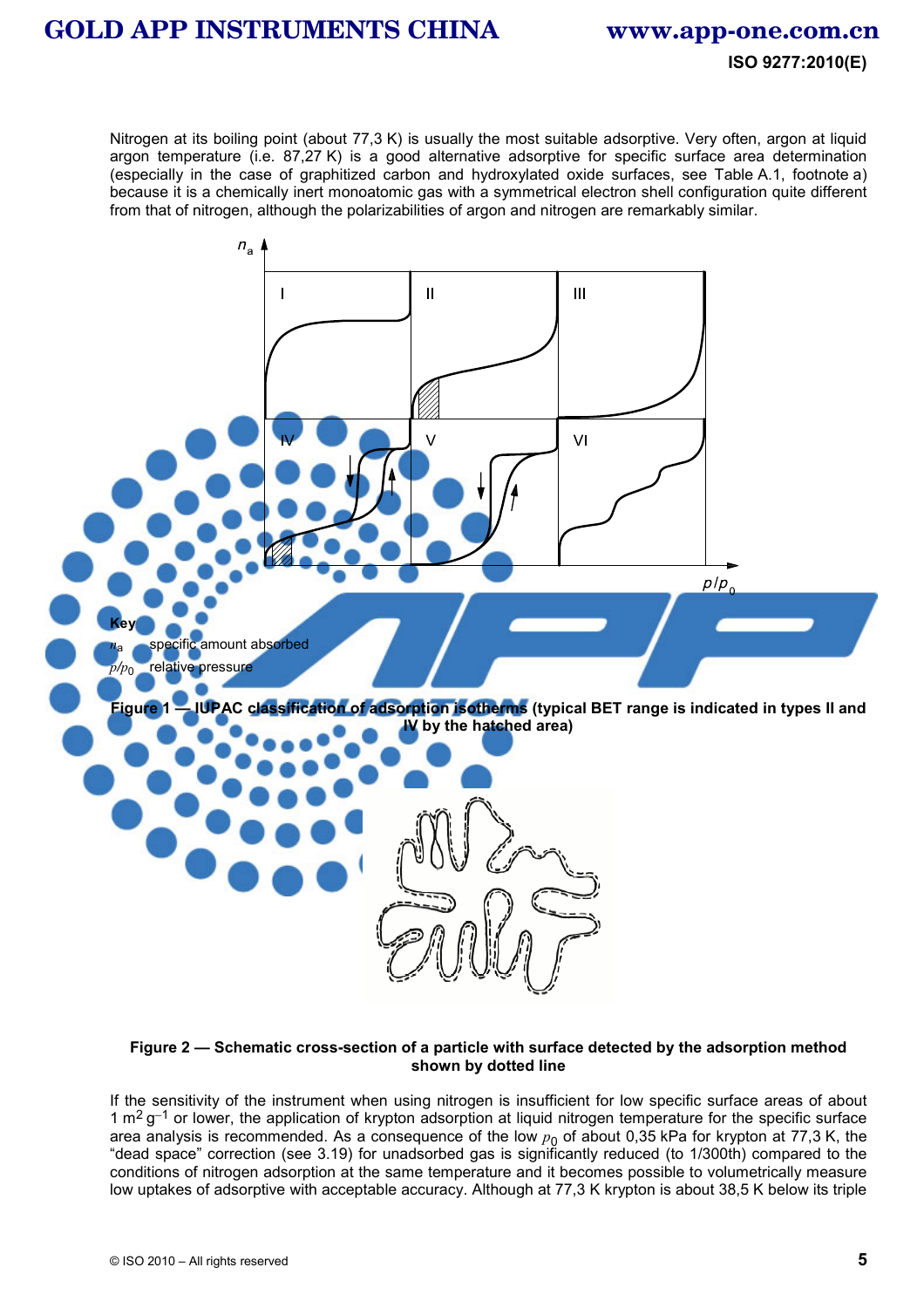Nitrogen at its boiling point (about 77,3 K) is usually the most suitable adsorptive. Very often, argon at liquid argon temperature (i.e. 87,27 K) is a good alternative adsorptive for specific surface area determination (especially in the case of graphitized carbon and hydroxylated oxide surfaces, see Table A.1, footnote a) because it is a chemically inert monoatomic gas with a symmetrical electron shell configuration quite different from that of nitrogen, although the polarizabilities of argon and nitrogen are remarkably similar.

**Key**

$n_a$ specific amount absorbed

$p/p_0$ relative pressure

**Figure 1 — IUPAC classification of adsorption isotherms (typical BET range is indicated in types II and IV by the hatched area)**

**Figure 2 — Schematic cross-section of a particle with surface detected by the adsorption method shown by dotted line**

If the sensitivity of the instrument when using nitrogen is insufficient for low specific surface areas of about 1 $m^2\ g^{-1}$ or lower, the application of krypton adsorption at liquid nitrogen temperature for the specific surface area analysis is recommended. As a consequence of the low $p_0$ of about 0,35 kPa for krypton at 77,3 K, the "dead space" correction (see 3.19) for unadsorbed gas is significantly reduced (to 1/300th) compared to the conditions of nitrogen adsorption at the same temperature and it becomes possible to volumetrically measure low uptakes of adsorptive with acceptable accuracy. Although at 77,3 K krypton is about 38,5 K below its triple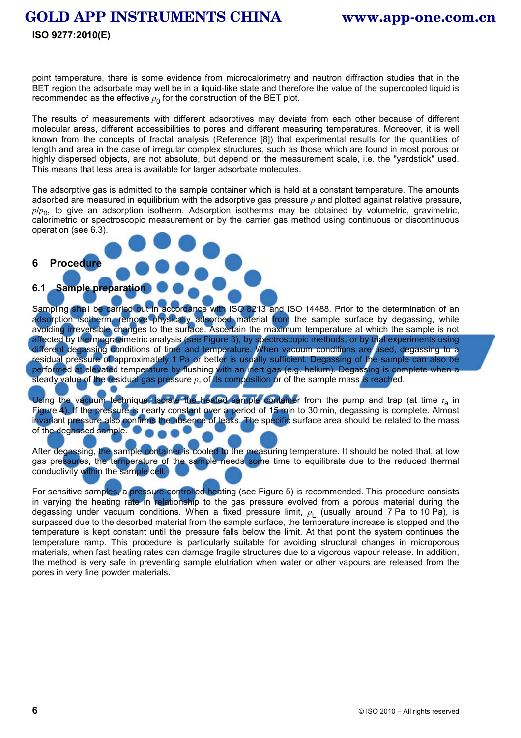point temperature, there is some evidence from microcalorimetry and neutron diffraction studies that in the BET region the adsorbate may well be in a liquid-like state and therefore the value of the supercooled liquid is recommended as the effective $p_0$ for the construction of the BET plot.

The results of measurements with different adsorptives may deviate from each other because of different molecular areas, different accessibilities to pores and different measuring temperatures. Moreover, it is well known from the concepts of fractal analysis (Reference [8]) that experimental results for the quantities of length and area in the case of irregular complex structures, such as those which are found in most porous or highly dispersed objects, are not absolute, but depend on the measurement scale, i.e. the "yardstick" used. This means that less area is available for larger adsorbate molecules.

The adsorptive gas is admitted to the sample container which is held at a constant temperature. The amounts adsorbed are measured in equilibrium with the adsorptive gas pressure $p$ and plotted against relative pressure, $p/p_0$, to give an adsorption isotherm. Adsorption isotherms may be obtained by volumetric, gravimetric, calorimetric or spectroscopic measurement or by the carrier gas method using continuous or discontinuous operation (see 6.3).

# 6 Procedure

## 6.1 Sample preparation

Sampling shall be carried out in accordance with ISO 8213 and ISO 14488. Prior to the determination of an adsorption isotherm, remove physically adsorbed material from the sample surface by degassing, while avoiding irreversible changes to the surface. Ascertain the maximum temperature at which the sample is not affected by thermogravimetric analysis (see Figure 3), by spectroscopic methods, or by trial experiments using different degassing conditions of time and temperature. When vacuum conditions are used, degassing to a residual pressure of approximately 1 Pa or better is usually sufficient. Degassing of the sample can also be performed at elevated temperature by flushing with an inert gas (e.g. helium). Degassing is complete when a steady value of the residual gas pressure $p$, of its composition or of the sample mass is reached.

Using the vacuum technique, isolate the heated sample container from the pump and trap (at time $t_a$ in Figure 4). If the pressure is nearly constant over a period of 15 min to 30 min, degassing is complete. Almost invariant pressure also confirms the absence of leaks. The specific surface area should be related to the mass of the degassed sample.

After degassing, the sample container is cooled to the measuring temperature. It should be noted that, at low gas pressures, the temperature of the sample needs some time to equilibrate due to the reduced thermal conductivity within the sample cell.

For sensitive samples, a pressure-controlled heating (see Figure 5) is recommended. This procedure consists in varying the heating rate in relationship to the gas pressure evolved from a porous material during the degassing under vacuum conditions. When a fixed pressure limit, $p_L$ (usually around 7 Pa to 10 Pa), is surpassed due to the desorbed material from the sample surface, the temperature increase is stopped and the temperature is kept constant until the pressure falls below the limit. At that point the system continues the temperature ramp. This procedure is particularly suitable for avoiding structural changes in microporous materials, when fast heating rates can damage fragile structures due to a vigorous vapour release. In addition, the method is very safe in preventing sample elutriation when water or other vapours are released from the pores in very fine powder materials.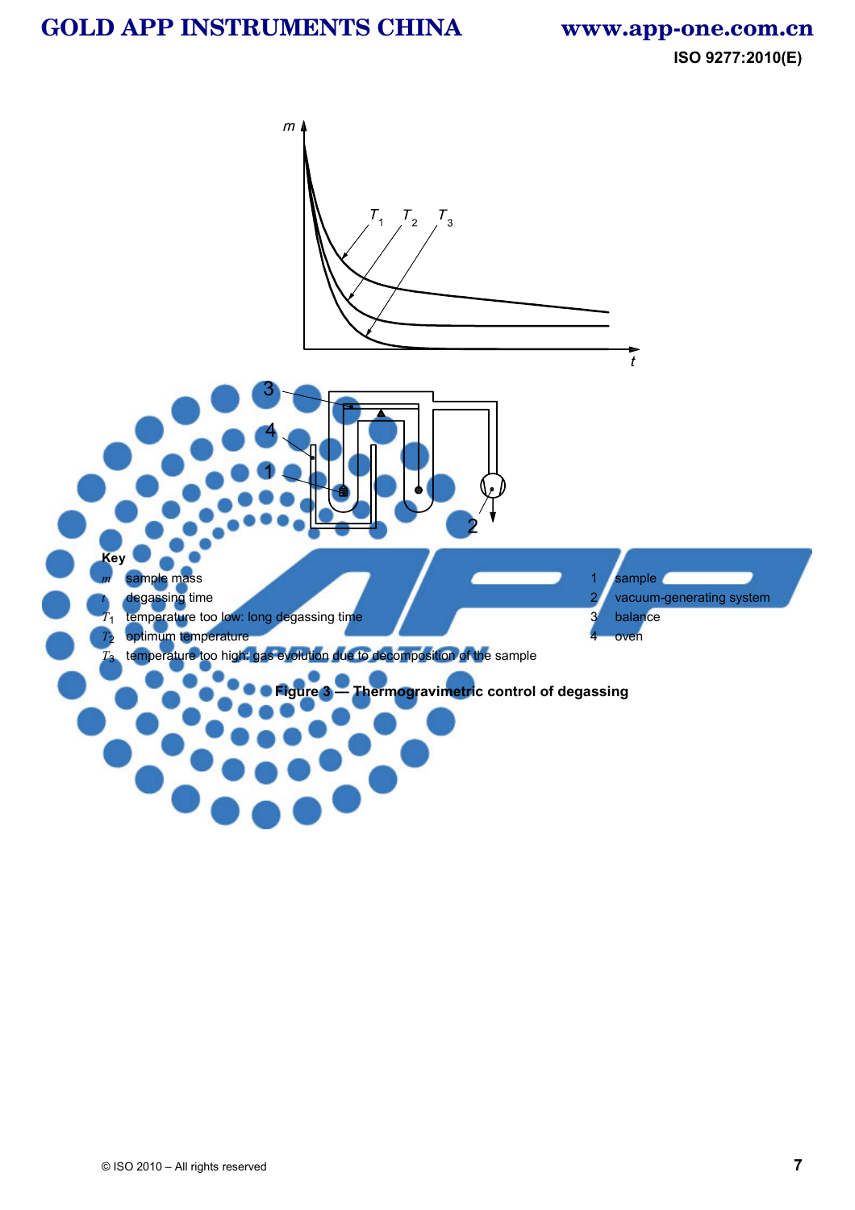**Key**

$m$ sample mass

$t$ degassing time

$T_1$ temperature too low: long degassing time

$T_2$ optimum temperature

$T_3$ temperature too high: gas evolution due to decomposition of the sample

1 sample

2 vacuum-generating system

3 balance

4 oven

**Figure 3 — Thermogravimetric control of degassing**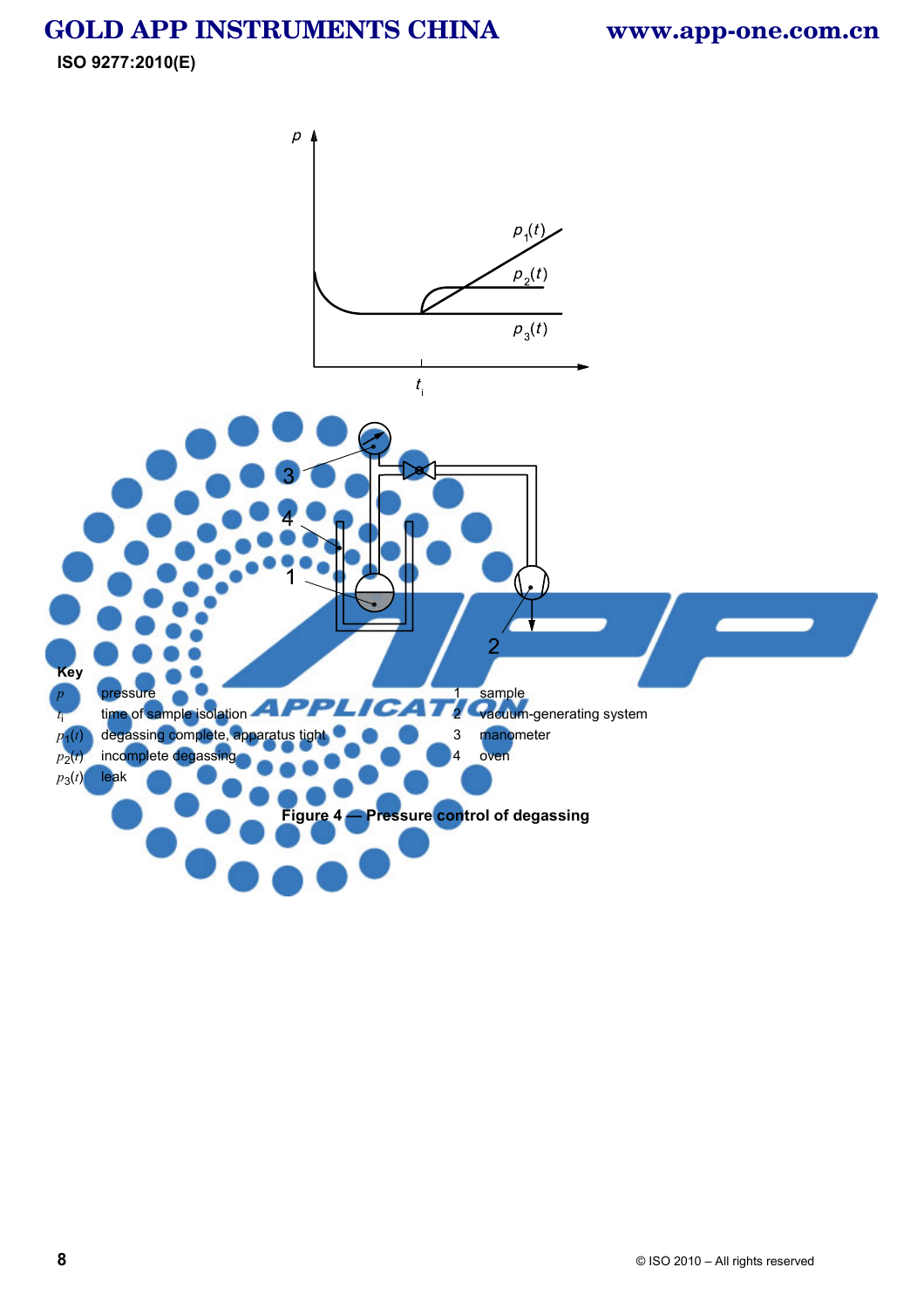**Key**

$p$ pressure

$t_i$ time of sample isolation

$p_1(t)$ degassing complete, apparatus tight

$p_2(t)$ incomplete degassing

$p_3(t)$ leak

1 sample

2 vacuum-generating system

3 manometer

4 oven

**Figure 4 — Pressure control of degassing**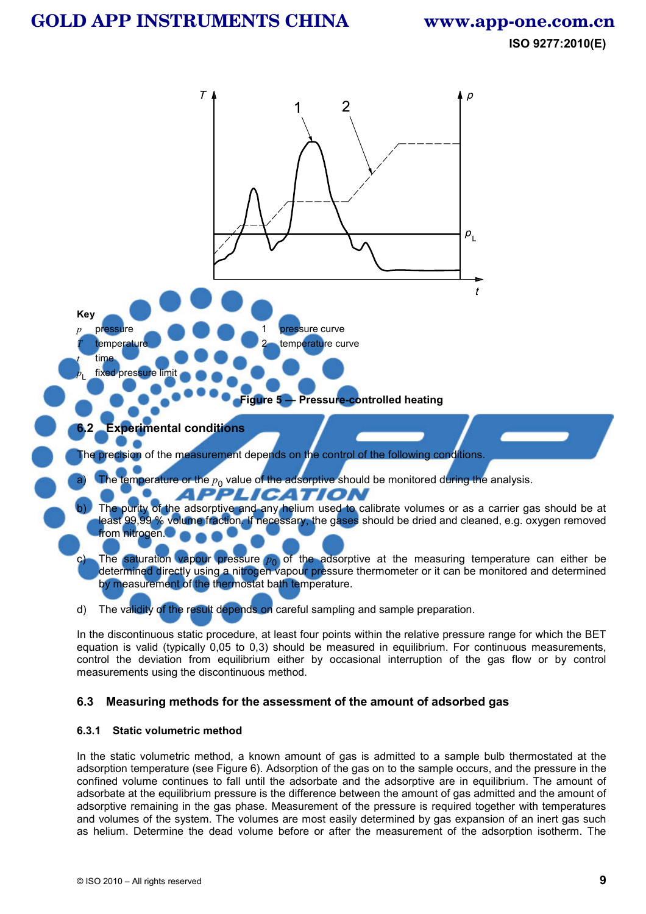**Key**

$p$ pressure

$T$ temperature

$t$ time

$p_L$ fixed pressure limit

1 pressure curve

2 temperature curve

**Figure 5 — Pressure-controlled heating**

## 6.2 Experimental conditions

The precision of the measurement depends on the control of the following conditions.

a) The temperature or the $p_0$ value of the adsorptive should be monitored during the analysis.

b) The purity of the adsorptive and any helium used to calibrate volumes or as a carrier gas should be at least 99,99 % volume fraction. If necessary, the gases should be dried and cleaned, e.g. oxygen removed from nitrogen.

c) The saturation vapour pressure $p_0$ of the adsorptive at the measuring temperature can either be determined directly using a nitrogen vapour pressure thermometer or it can be monitored and determined by measurement of the thermostat bath temperature.

d) The validity of the result depends on careful sampling and sample preparation.

In the discontinuous static procedure, at least four points within the relative pressure range for which the BET equation is valid (typically 0,05 to 0,3) should be measured in equilibrium. For continuous measurements, control the deviation from equilibrium either by occasional interruption of the gas flow or by control measurements using the discontinuous method.

## 6.3 Measuring methods for the assessment of the amount of adsorbed gas

### 6.3.1 Static volumetric method

In the static volumetric method, a known amount of gas is admitted to a sample bulb thermostated at the adsorption temperature (see Figure 6). Adsorption of the gas on to the sample occurs, and the pressure in the confined volume continues to fall until the adsorbate and the adsorptive are in equilibrium. The amount of adsorbate at the equilibrium pressure is the difference between the amount of gas admitted and the amount of adsorptive remaining in the gas phase. Measurement of the pressure is required together with temperatures and volumes of the system. The volumes are most easily determined by gas expansion of an inert gas such as helium. Determine the dead volume before or after the measurement of the adsorption isotherm. The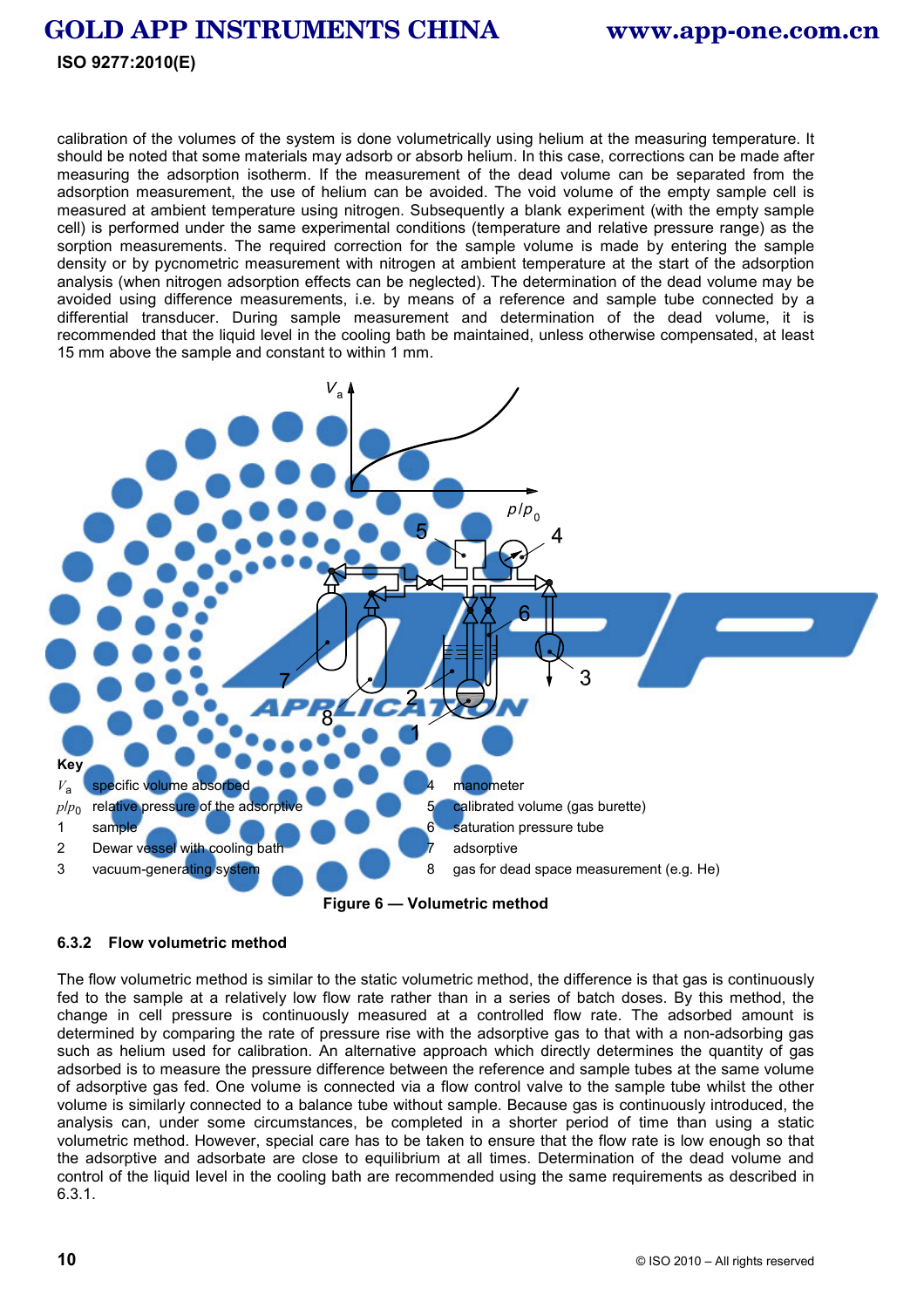calibration of the volumes of the system is done volumetrically using helium at the measuring temperature. It should be noted that some materials may adsorb or absorb helium. In this case, corrections can be made after measuring the adsorption isotherm. If the measurement of the dead volume can be separated from the adsorption measurement, the use of helium can be avoided. The void volume of the empty sample cell is measured at ambient temperature using nitrogen. Subsequently a blank experiment (with the empty sample cell) is performed under the same experimental conditions (temperature and relative pressure range) as the sorption measurements. The required correction for the sample volume is made by entering the sample density or by pycnometric measurement with nitrogen at ambient temperature at the start of the adsorption analysis (when nitrogen adsorption effects can be neglected). The determination of the dead volume may be avoided using difference measurements, i.e. by means of a reference and sample tube connected by a differential transducer. During sample measurement and determination of the dead volume, it is recommended that the liquid level in the cooling bath be maintained, unless otherwise compensated, at least 15 mm above the sample and constant to within 1 mm.

**Key**

$V_a$ specific volume absorbed

$p/p_0$ relative pressure of the adsorptive

1 sample

2 Dewar vessel with cooling bath

3 vacuum-generating system

4 manometer

5 calibrated volume (gas burette)

6 saturation pressure tube

7 adsorptive

8 gas for dead space measurement (e.g. He)

**Figure 6 — Volumetric method**

### 6.3.2 Flow volumetric method

The flow volumetric method is similar to the static volumetric method, the difference is that gas is continuously fed to the sample at a relatively low flow rate rather than in a series of batch doses. By this method, the change in cell pressure is continuously measured at a controlled flow rate. The adsorbed amount is determined by comparing the rate of pressure rise with the adsorptive gas to that with a non-adsorbing gas such as helium used for calibration. An alternative approach which directly determines the quantity of gas adsorbed is to measure the pressure difference between the reference and sample tubes at the same volume of adsorptive gas fed. One volume is connected via a flow control valve to the sample tube whilst the other volume is similarly connected to a balance tube without sample. Because gas is continuously introduced, the analysis can, under some circumstances, be completed in a shorter period of time than using a static volumetric method. However, special care has to be taken to ensure that the flow rate is low enough so that the adsorptive and adsorbate are close to equilibrium at all times. Determination of the dead volume and control of the liquid level in the cooling bath are recommended using the same requirements as described in 6.3.1.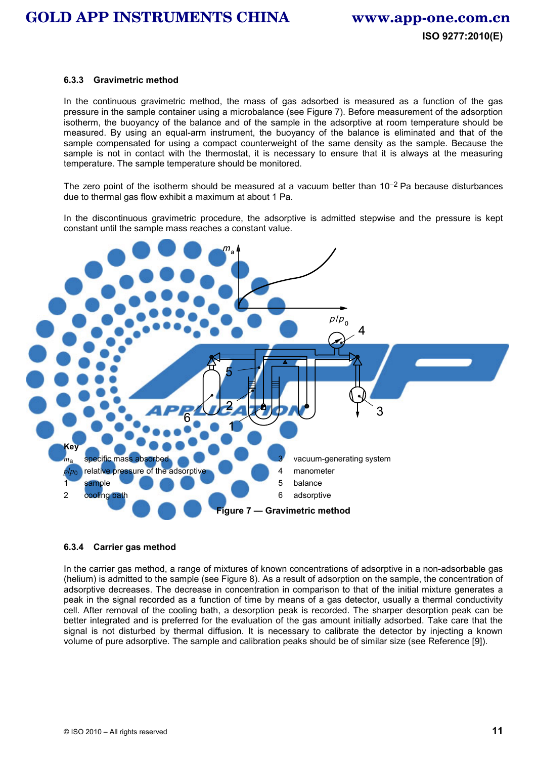### 6.3.3 Gravimetric method

In the continuous gravimetric method, the mass of gas adsorbed is measured as a function of the gas pressure in the sample container using a microbalance (see Figure 7). Before measurement of the adsorption isotherm, the buoyancy of the balance and of the sample in the adsorptive at room temperature should be measured. By using an equal-arm instrument, the buoyancy of the balance is eliminated and that of the sample compensated for using a compact counterweight of the same density as the sample. Because the sample is not in contact with the thermostat, it is necessary to ensure that it is always at the measuring temperature. The sample temperature should be monitored.

The zero point of the isotherm should be measured at a vacuum better than $10^{-2}$ Pa because disturbances due to thermal gas flow exhibit a maximum at about 1 Pa.

In the discontinuous gravimetric procedure, the adsorptive is admitted stepwise and the pressure is kept constant until the sample mass reaches a constant value.

**Key**

$m_a$ specific mass absorbed
$p/p_0$ relative pressure of the adsorptive
1 sample
2 cooling bath
3 vacuum-generating system
4 manometer
5 balance
6 adsorptive

**Figure 7 — Gravimetric method**

### 6.3.4 Carrier gas method

In the carrier gas method, a range of mixtures of known concentrations of adsorptive in a non-adsorbable gas (helium) is admitted to the sample (see Figure 8). As a result of adsorption on the sample, the concentration of adsorptive decreases. The decrease in concentration in comparison to that of the initial mixture generates a peak in the signal recorded as a function of time by means of a gas detector, usually a thermal conductivity cell. After removal of the cooling bath, a desorption peak is recorded. The sharper desorption peak can be better integrated and is preferred for the evaluation of the gas amount initially adsorbed. Take care that the signal is not disturbed by thermal diffusion. It is necessary to calibrate the detector by injecting a known volume of pure adsorptive. The sample and calibration peaks should be of similar size (see Reference [9]).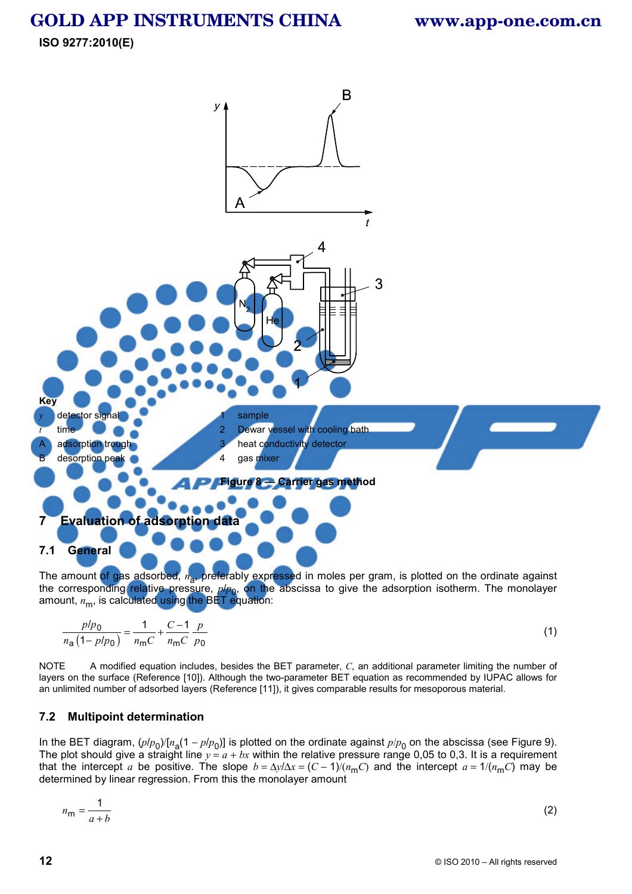**Key**

$y$ detector signal

$t$ time

A adsorption trough

B desorption peak

1 sample

2 Dewar vessel with cooling bath

3 heat conductivity detector

4 gas mixer

**Figure 8 — Carrier gas method**

## 7 Evaluation of adsorption data

### 7.1 General

The amount of gas adsorbed, $n_a$, preferably expressed in moles per gram, is plotted on the ordinate against the corresponding relative pressure, $p/p_0$, on the abscissa to give the adsorption isotherm. The monolayer amount, $n_m$, is calculated using the BET equation:

$$\frac{p/p_0}{n_a\left(1-p/p_0\right)}=\frac{1}{n_m C}+\frac{C-1}{n_m C}\frac{p}{p_0} \tag{1}$$

NOTE A modified equation includes, besides the BET parameter, $C$, an additional parameter limiting the number of layers on the surface (Reference [10]). Although the two-parameter BET equation as recommended by IUPAC allows for an unlimited number of adsorbed layers (Reference [11]), it gives comparable results for mesoporous material.

### 7.2 Multipoint determination

In the BET diagram, $(p/p_0)/[n_a(1-p/p_0)]$ is plotted on the ordinate against $p/p_0$ on the abscissa (see Figure 9). The plot should give a straight line $y = a + bx$ within the relative pressure range 0,05 to 0,3. It is a requirement that the intercept $a$ be positive. The slope $b = \Delta y/\Delta x = (C-1)/(n_m C)$ and the intercept $a = 1/(n_m C)$ may be determined by linear regression. From this the monolayer amount

$$n_m = \frac{1}{a+b} \tag{2}$$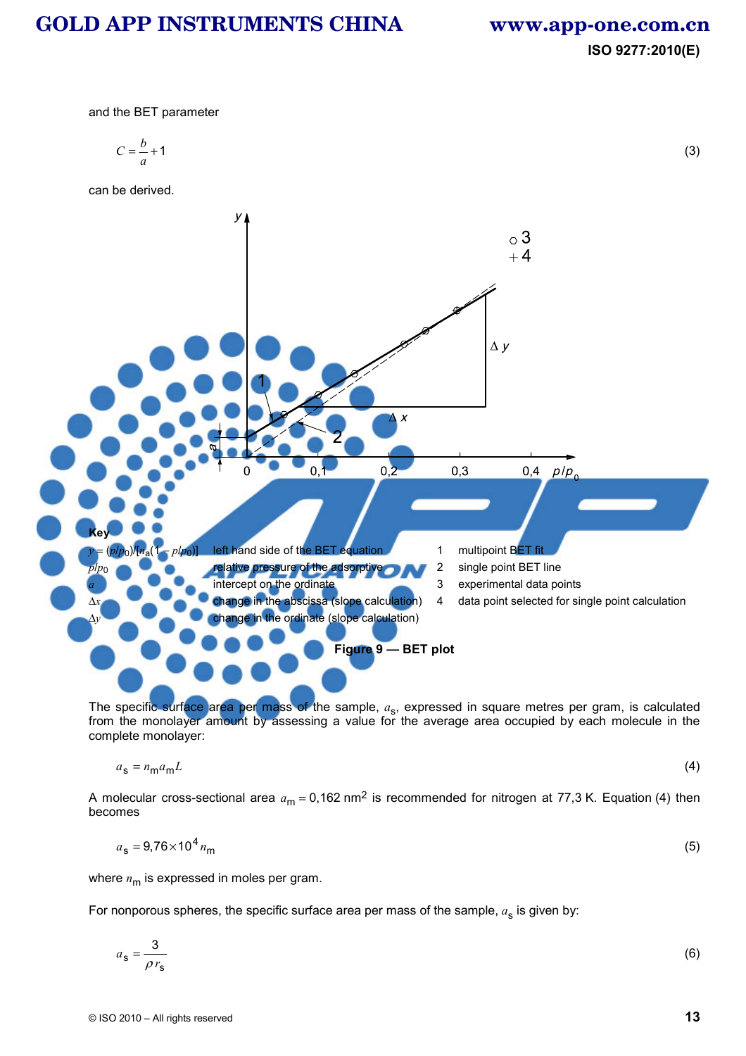and the BET parameter

$$C = \frac{b}{a} + 1 \tag{3}$$

can be derived.

**Key**

$y = (p/p_0)/[n_a(1 - p/p_0)]$ left hand side of the BET equation

$p/p_0$ relative pressure of the adsorptive

$a$ intercept on the ordinate

$\Delta x$ change in the abscissa (slope calculation)

$\Delta y$ change in the ordinate (slope calculation)

1 multipoint BET fit

2 single point BET line

3 experimental data points

4 data point selected for single point calculation

**Figure 9 — BET plot**

The specific surface area per mass of the sample, $a_s$, expressed in square metres per gram, is calculated from the monolayer amount by assessing a value for the average area occupied by each molecule in the complete monolayer:

$$a_s = n_m a_m L \tag{4}$$

A molecular cross-sectional area $a_m = 0{,}162\ \text{nm}^2$ is recommended for nitrogen at 77,3 K. Equation (4) then becomes

$$a_s = 9{,}76 \times 10^4 n_m \tag{5}$$

where $n_m$ is expressed in moles per gram.

For nonporous spheres, the specific surface area per mass of the sample, $a_s$ is given by:

$$a_s = \frac{3}{\rho r_s} \tag{6}$$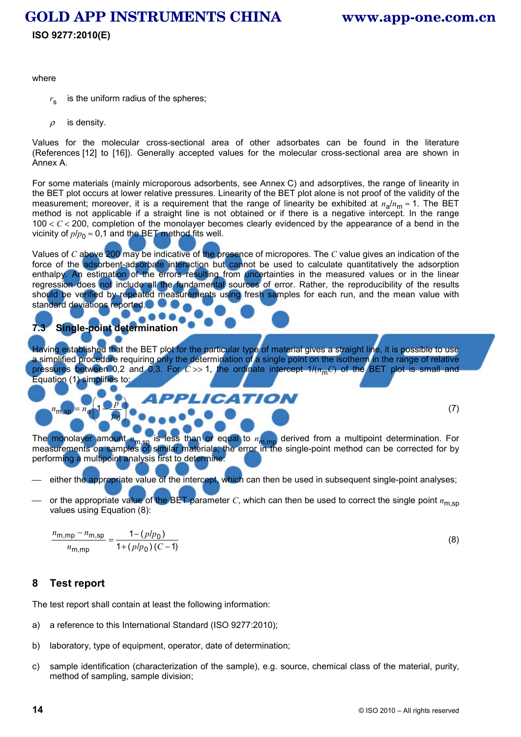where

$r_s$ is the uniform radius of the spheres;

$\rho$ is density.

Values for the molecular cross-sectional area of other adsorbates can be found in the literature (References [12] to [16]). Generally accepted values for the molecular cross-sectional area are shown in Annex A.

For some materials (mainly microporous adsorbents, see Annex C) and adsorptives, the range of linearity in the BET plot occurs at lower relative pressures. Linearity of the BET plot alone is not proof of the validity of the measurement; moreover, it is a requirement that the range of linearity be exhibited at $n_a/n_m \approx 1$. The BET method is not applicable if a straight line is not obtained or if there is a negative intercept. In the range $100 < C < 200$, completion of the monolayer becomes clearly evidenced by the appearance of a bend in the vicinity of $p/p_0 \approx 0{,}1$ and the BET method fits well.

Values of $C$ above 200 may be indicative of the presence of micropores. The $C$ value gives an indication of the force of the adsorbent-adsorbate interaction but cannot be used to calculate quantitatively the adsorption enthalpy. An estimation of the errors resulting from uncertainties in the measured values or in the linear regression does not include all the fundamental sources of error. Rather, the reproducibility of the results should be verified by repeated measurements using fresh samples for each run, and the mean value with standard deviations reported.

## 7.3 Single-point determination

Having established that the BET plot for the particular type of material gives a straight line, it is possible to use a simplified procedure requiring only the determination of a single point on the isotherm in the range of relative pressures between 0,2 and 0,3. For $C >> 1$, the ordinate intercept $1/(n_m C)$ of the BET plot is small and Equation (1) simplifies to:

$$n_{m,sp} = n_a\left(1 - \frac{p}{p_0}\right) \tag{7}$$

The monolayer amount $n_{m,sp}$ is less than or equal to $n_{m,mp}$ derived from a multipoint determination. For measurements on samples of similar materials, the error in the single-point method can be corrected for by performing a multipoint analysis first to determine:

— either the appropriate value of the intercept, which can then be used in subsequent single-point analyses;

— or the appropriate value of the BET parameter $C$, which can then be used to correct the single point $n_{m,sp}$ values using Equation (8):

$$\frac{n_{m,mp} - n_{m,sp}}{n_{m,mp}} = \frac{1-(p/p_0)}{1+(p/p_0)(C-1)} \tag{8}$$

# 8 Test report

The test report shall contain at least the following information:

a) a reference to this International Standard (ISO 9277:2010);

b) laboratory, type of equipment, operator, date of determination;

c) sample identification (characterization of the sample), e.g. source, chemical class of the material, purity, method of sampling, sample division;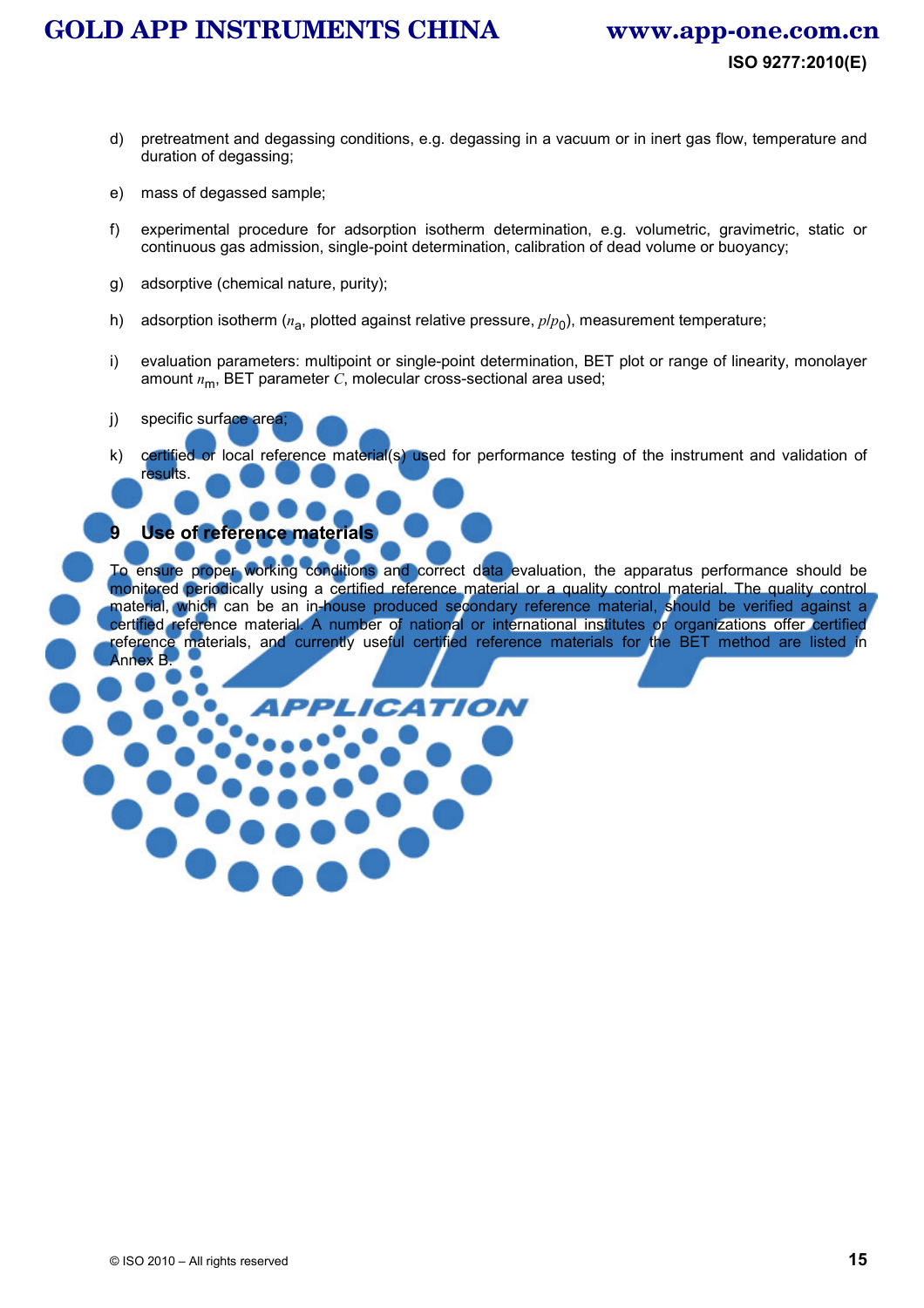d) pretreatment and degassing conditions, e.g. degassing in a vacuum or in inert gas flow, temperature and duration of degassing;

e) mass of degassed sample;

f) experimental procedure for adsorption isotherm determination, e.g. volumetric, gravimetric, static or continuous gas admission, single-point determination, calibration of dead volume or buoyancy;

g) adsorptive (chemical nature, purity);

h) adsorption isotherm ($n_a$, plotted against relative pressure, $p/p_0$), measurement temperature;

i) evaluation parameters: multipoint or single-point determination, BET plot or range of linearity, monolayer amount $n_m$, BET parameter $C$, molecular cross-sectional area used;

j) specific surface area;

k) certified or local reference material(s) used for performance testing of the instrument and validation of results.

## 9 Use of reference materials

To ensure proper working conditions and correct data evaluation, the apparatus performance should be monitored periodically using a certified reference material or a quality control material. The quality control material, which can be an in-house produced secondary reference material, should be verified against a certified reference material. A number of national or international institutes or organizations offer certified reference materials, and currently useful certified reference materials for the BET method are listed in Annex B.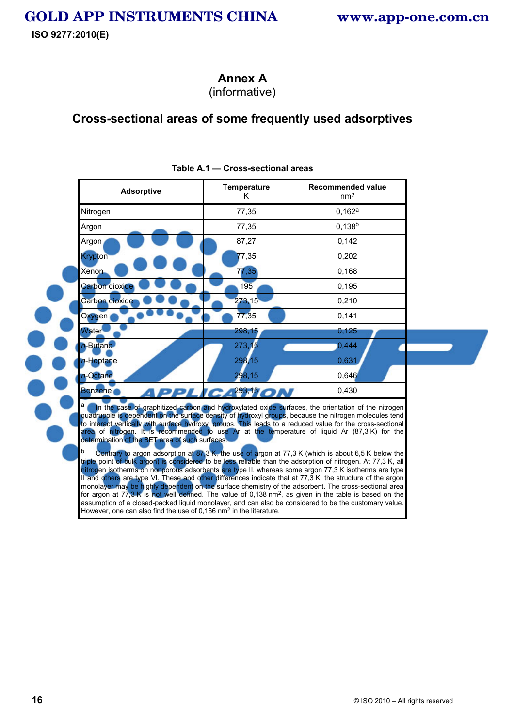# Annex A
(informative)

## Cross-sectional areas of some frequently used adsorptives

**Table A.1 — Cross-sectional areas**

| Adsorptive | Temperature K | Recommended value $nm^2$ |
|---|---|---|
| Nitrogen | 77,35 | 0,162[a] |
| Argon | 77,35 | 0,138[b] |
| Argon | 87,27 | 0,142 |
| Krypton | 77,35 | 0,202 |
| Xenon | 77,35 | 0,168 |
| Carbon dioxide | 195 | 0,195 |
| Carbon dioxide | 273,15 | 0,210 |
| Oxygen | 77,35 | 0,141 |
| Water | 298,15 | 0,125 |
| *n*-Butane | 273,15 | 0,444 |
| *n*-Heptane | 298,15 | 0,631 |
| *n*-Octane | 298,15 | 0,646 |
| Benzene | 293,15 | 0,430 |

[a] In the case of graphitized carbon and hydroxylated oxide surfaces, the orientation of the nitrogen quadrupole is dependent on the surface density of hydroxyl groups, because the nitrogen molecules tend to interact vertically with surface hydroxyl groups. This leads to a reduced value for the cross-sectional area of nitrogen. It is recommended to use Ar at the temperature of liquid Ar (87,3 K) for the determination of the BET area of such surfaces.

[b] Contrary to argon adsorption at 87,3 K, the use of argon at 77,3 K (which is about 6,5 K below the triple point of bulk argon) is considered to be less reliable than the adsorption of nitrogen. At 77,3 K, all nitrogen isotherms on nonporous adsorbents are type II, whereas some argon 77,3 K isotherms are type II and others are type VI. These and other differences indicate that at 77,3 K, the structure of the argon monolayer may be highly dependent on the surface chemistry of the adsorbent. The cross-sectional area for argon at 77,3 K is not well defined. The value of 0,138 $nm^2$, as given in the table is based on the assumption of a closed-packed liquid monolayer, and can also be considered to be the customary value. However, one can also find the use of 0,166 $nm^2$ in the literature.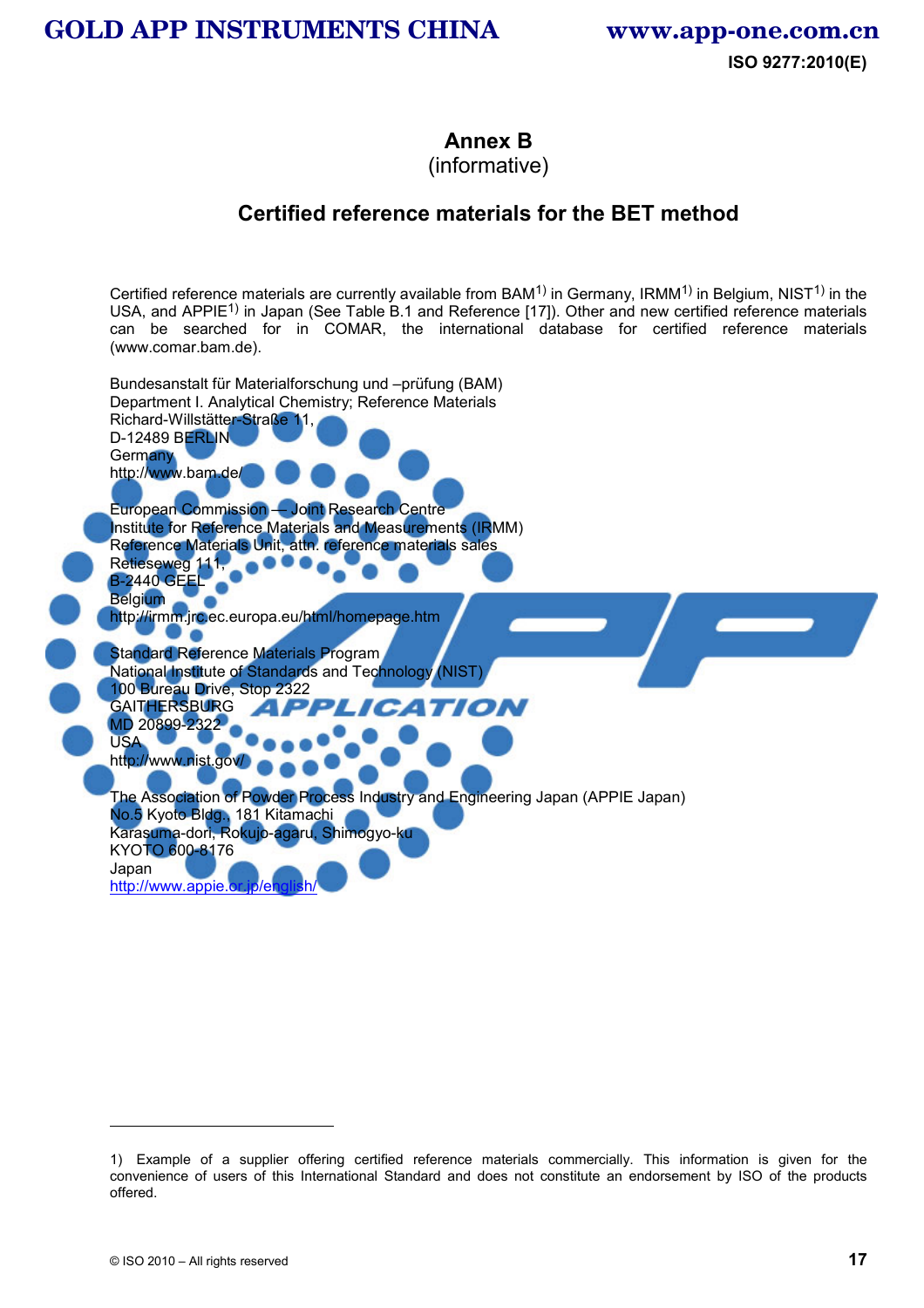# Annex B
(informative)

## Certified reference materials for the BET method

Certified reference materials are currently available from BAM[1)] in Germany, IRMM[1)] in Belgium, NIST[1)] in the USA, and APPIE[1)] in Japan (See Table B.1 and Reference [17]). Other and new certified reference materials can be searched for in COMAR, the international database for certified reference materials (www.comar.bam.de).

Bundesanstalt für Materialforschung und –prüfung (BAM)
Department I. Analytical Chemistry; Reference Materials
Richard-Willstätter-Straße 11,
D-12489 BERLIN
Germany
http://www.bam.de/

European Commission — Joint Research Centre
Institute for Reference Materials and Measurements (IRMM)
Reference Materials Unit, attn. reference materials sales
Retieseweg 111,
B-2440 GEEL
Belgium
http://irmm.jrc.ec.europa.eu/html/homepage.htm

Standard Reference Materials Program
National Institute of Standards and Technology (NIST)
100 Bureau Drive, Stop 2322
GAITHERSBURG
MD 20899-2322
USA
http://www.nist.gov/

The Association of Powder Process Industry and Engineering Japan (APPIE Japan)
No.5 Kyoto Bldg., 181 Kitamachi
Karasuma-dori, Rokujo-agaru, Shimogyo-ku
KYOTO 600-8176
Japan
http://www.appie.or.jp/english/

---

1) Example of a supplier offering certified reference materials commercially. This information is given for the convenience of users of this International Standard and does not constitute an endorsement by ISO of the products offered.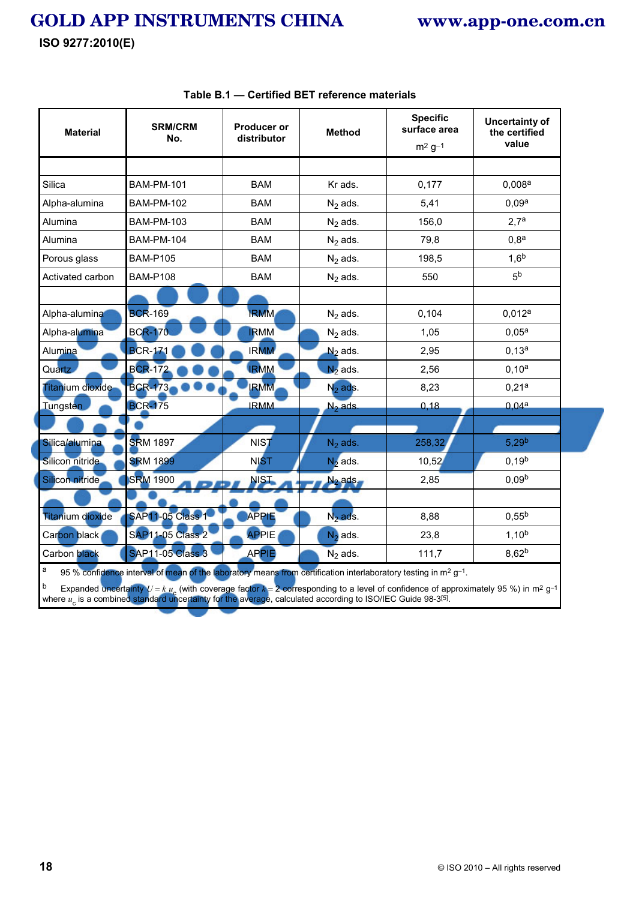**Table B.1 — Certified BET reference materials**

| Material | SRM/CRM No. | Producer or distributor | Method | Specific surface area $m^2\,g^{-1}$ | Uncertainty of the certified value |
|---|---|---|---|---|---|
| | | | | | |
| Silica | BAM-PM-101 | BAM | Kr ads. | 0,177 | 0,008[a] |
| Alpha-alumina | BAM-PM-102 | BAM | $N_2$ ads. | 5,41 | 0,09[a] |
| Alumina | BAM-PM-103 | BAM | $N_2$ ads. | 156,0 | 2,7[a] |
| Alumina | BAM-PM-104 | BAM | $N_2$ ads. | 79,8 | 0,8[a] |
| Porous glass | BAM-P105 | BAM | $N_2$ ads. | 198,5 | 1,6[b] |
| Activated carbon | BAM-P108 | BAM | $N_2$ ads. | 550 | 5[b] |
| | | | | | |
| Alpha-alumina | BCR-169 | IRMM | $N_2$ ads. | 0,104 | 0,012[a] |
| Alpha-alumina | BCR-170 | IRMM | $N_2$ ads. | 1,05 | 0,05[a] |
| Alumina | BCR-171 | IRMM | $N_2$ ads. | 2,95 | 0,13[a] |
| Quartz | BCR-172 | IRMM | $N_2$ ads. | 2,56 | 0,10[a] |
| Titanium dioxide | BCR-173 | IRMM | $N_2$ ads. | 8,23 | 0,21[a] |
| Tungsten | BCR-175 | IRMM | $N_2$ ads. | 0,18 | 0,04[a] |
| | | | | | |
| Silica/alumina | SRM 1897 | NIST | $N_2$ ads. | 258,32 | 5,29[b] |
| Silicon nitride | SRM 1899 | NIST | $N_2$ ads. | 10,52 | 0,19[b] |
| Silicon nitride | SRM 1900 | NIST | $N_2$ ads. | 2,85 | 0,09[b] |
| | | | | | |
| Titanium dioxide | SAP11-05 Class 1 | APPIE | $N_2$ ads. | 8,88 | 0,55[b] |
| Carbon black | SAP11-05 Class 2 | APPIE | $N_2$ ads. | 23,8 | 1,10[b] |
| Carbon black | SAP11-05 Class 3 | APPIE | $N_2$ ads. | 111,7 | 8,62[b] |

[a] 95 % confidence interval of mean of the laboratory means from certification interlaboratory testing in $m^2\,g^{-1}$.

[b] Expanded uncertainty $U = k\,u_c$ (with coverage factor $k = 2$ corresponding to a level of confidence of approximately 95 %) in $m^2\,g^{-1}$ where $u_c$ is a combined standard uncertainty for the average, calculated according to ISO/IEC Guide 98-3[5].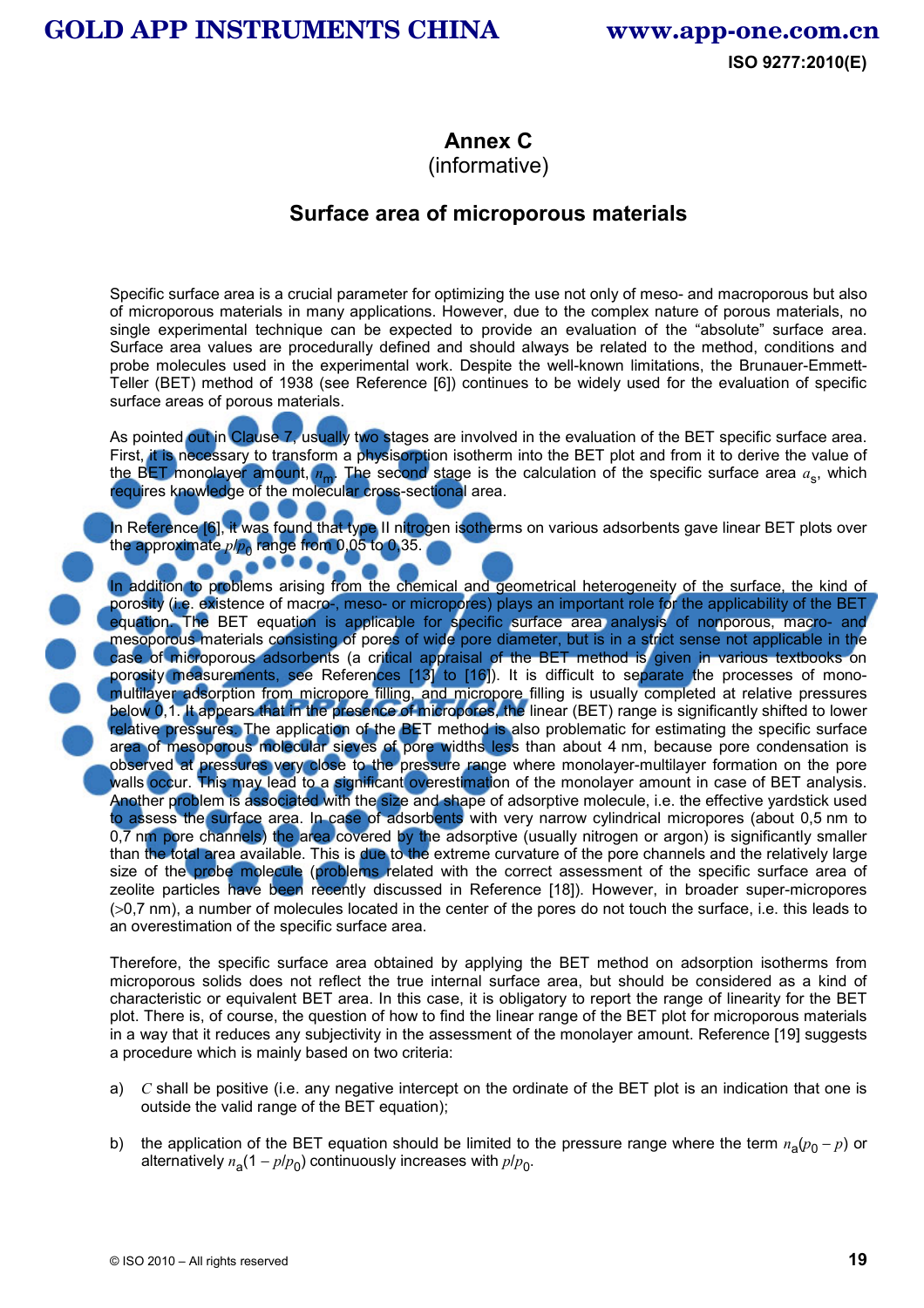# Annex C
(informative)

## Surface area of microporous materials

Specific surface area is a crucial parameter for optimizing the use not only of meso- and macroporous but also of microporous materials in many applications. However, due to the complex nature of porous materials, no single experimental technique can be expected to provide an evaluation of the "absolute" surface area. Surface area values are procedurally defined and should always be related to the method, conditions and probe molecules used in the experimental work. Despite the well-known limitations, the Brunauer-Emmett-Teller (BET) method of 1938 (see Reference [6]) continues to be widely used for the evaluation of specific surface areas of porous materials.

As pointed out in Clause 7, usually two stages are involved in the evaluation of the BET specific surface area. First, it is necessary to transform a physisorption isotherm into the BET plot and from it to derive the value of the BET monolayer amount, $n_m$. The second stage is the calculation of the specific surface area $a_s$, which requires knowledge of the molecular cross-sectional area.

In Reference [6], it was found that type II nitrogen isotherms on various adsorbents gave linear BET plots over the approximate $p/p_0$ range from 0,05 to 0,35.

In addition to problems arising from the chemical and geometrical heterogeneity of the surface, the kind of porosity (i.e. existence of macro-, meso- or micropores) plays an important role for the applicability of the BET equation. The BET equation is applicable for specific surface area analysis of nonporous, macro- and mesoporous materials consisting of pores of wide pore diameter, but is in a strict sense not applicable in the case of microporous adsorbents (a critical appraisal of the BET method is given in various textbooks on porosity measurements, see References [13] to [16]). It is difficult to separate the processes of mono-multilayer adsorption from micropore filling, and micropore filling is usually completed at relative pressures below 0,1. It appears that in the presence of micropores, the linear (BET) range is significantly shifted to lower relative pressures. The application of the BET method is also problematic for estimating the specific surface area of mesoporous molecular sieves of pore widths less than about 4 nm, because pore condensation is observed at pressures very close to the pressure range where monolayer-multilayer formation on the pore walls occur. This may lead to a significant overestimation of the monolayer amount in case of BET analysis. Another problem is associated with the size and shape of adsorptive molecule, i.e. the effective yardstick used to assess the surface area. In case of adsorbents with very narrow cylindrical micropores (about 0,5 nm to 0,7 nm pore channels) the area covered by the adsorptive (usually nitrogen or argon) is significantly smaller than the total area available. This is due to the extreme curvature of the pore channels and the relatively large size of the probe molecule (problems related with the correct assessment of the specific surface area of zeolite particles have been recently discussed in Reference [18]). However, in broader super-micropores (>0,7 nm), a number of molecules located in the center of the pores do not touch the surface, i.e. this leads to an overestimation of the specific surface area.

Therefore, the specific surface area obtained by applying the BET method on adsorption isotherms from microporous solids does not reflect the true internal surface area, but should be considered as a kind of characteristic or equivalent BET area. In this case, it is obligatory to report the range of linearity for the BET plot. There is, of course, the question of how to find the linear range of the BET plot for microporous materials in a way that it reduces any subjectivity in the assessment of the monolayer amount. Reference [19] suggests a procedure which is mainly based on two criteria:

a) $C$ shall be positive (i.e. any negative intercept on the ordinate of the BET plot is an indication that one is outside the valid range of the BET equation);

b) the application of the BET equation should be limited to the pressure range where the term $n_a(p_0 - p)$ or alternatively $n_a(1 - p/p_0)$ continuously increases with $p/p_0$.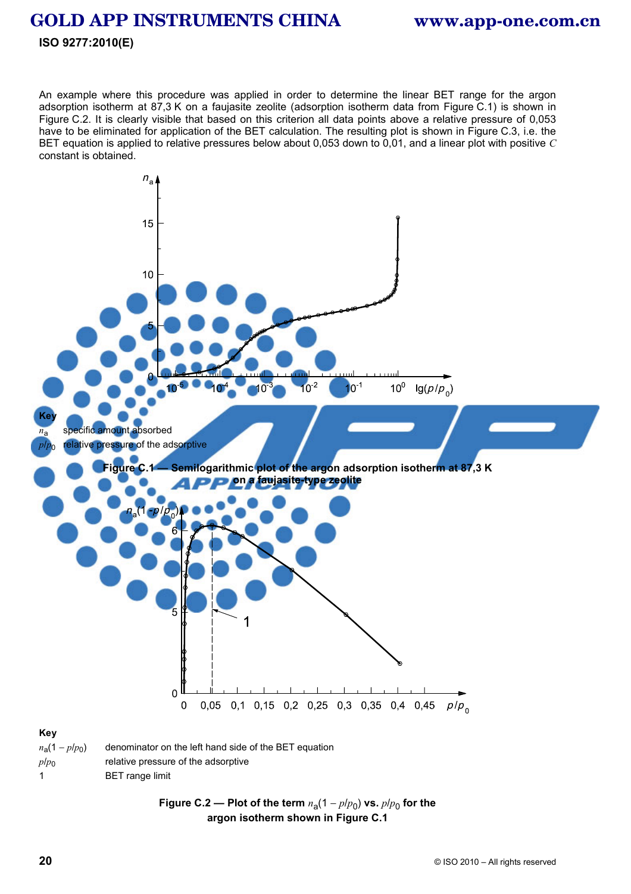An example where this procedure was applied in order to determine the linear BET range for the argon adsorption isotherm at 87,3 K on a faujasite zeolite (adsorption isotherm data from Figure C.1) is shown in Figure C.2. It is clearly visible that based on this criterion all data points above a relative pressure of 0,053 have to be eliminated for application of the BET calculation. The resulting plot is shown in Figure C.3, i.e. the BET equation is applied to relative pressures below about 0,053 down to 0,01, and a linear plot with positive $C$ constant is obtained.

**Key**

$n_a$ specific amount absorbed

$p/p_0$ relative pressure of the adsorptive

**Figure C.1 — Semilogarithmic plot of the argon adsorption isotherm at 87,3 K on a faujasite-type zeolite**

**Key**

$n_a(1 - p/p_0)$ denominator on the left hand side of the BET equation

$p/p_0$ relative pressure of the adsorptive

1 BET range limit

**Figure C.2 — Plot of the term $n_a(1 - p/p_0)$ vs. $p/p_0$ for the argon isotherm shown in Figure C.1**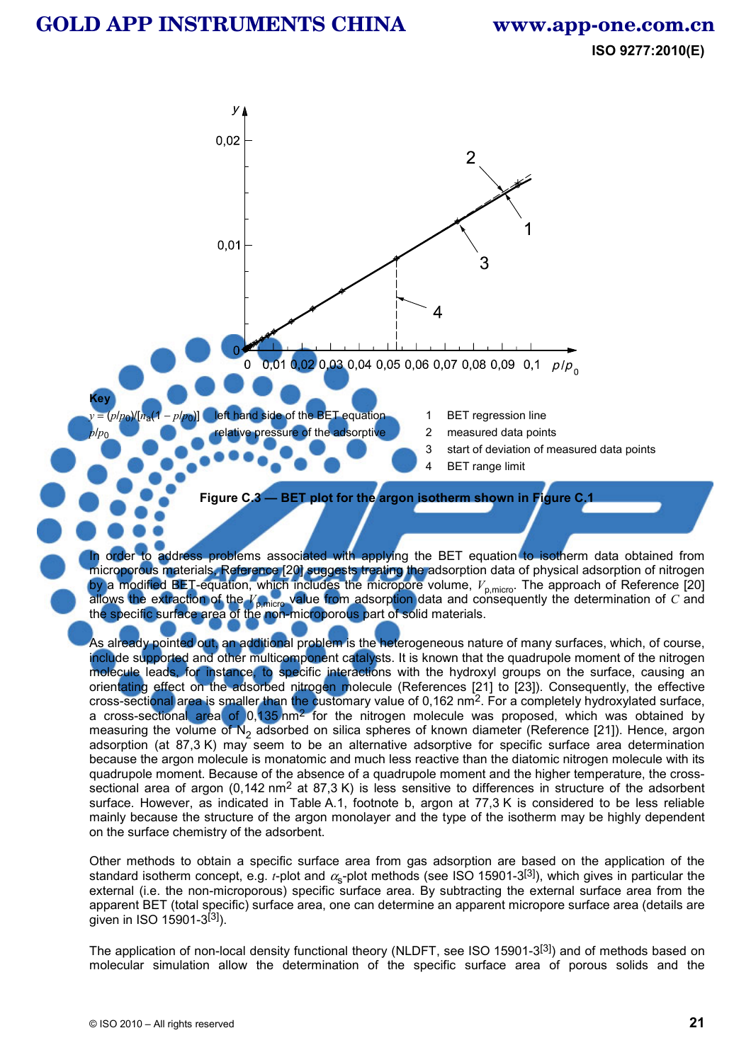**Key**

$y = (p/p_0)/[n_a(1 - p/p_0)]$ left hand side of the BET equation

$p/p_0$ relative pressure of the adsorptive

1 BET regression line

2 measured data points

3 start of deviation of measured data points

4 BET range limit

**Figure C.3 — BET plot for the argon isotherm shown in Figure C.1**

In order to address problems associated with applying the BET equation to isotherm data obtained from microporous materials, Reference [20] suggests treating the adsorption data of physical adsorption of nitrogen by a modified BET-equation, which includes the micropore volume, $V_{p,micro}$. The approach of Reference [20] allows the extraction of the $V_{p,micro}$ value from adsorption data and consequently the determination of $C$ and the specific surface area of the non-microporous part of solid materials.

As already pointed out, an additional problem is the heterogeneous nature of many surfaces, which, of course, include supported and other multicomponent catalysts. It is known that the quadrupole moment of the nitrogen molecule leads, for instance, to specific interactions with the hydroxyl groups on the surface, causing an orientating effect on the adsorbed nitrogen molecule (References [21] to [23]). Consequently, the effective cross-sectional area is smaller than the customary value of 0,162 $nm^2$. For a completely hydroxylated surface, a cross-sectional area of 0,135 $nm^2$ for the nitrogen molecule was proposed, which was obtained by measuring the volume of $N_2$ adsorbed on silica spheres of known diameter (Reference [21]). Hence, argon adsorption (at 87,3 K) may seem to be an alternative adsorptive for specific surface area determination because the argon molecule is monatomic and much less reactive than the diatomic nitrogen molecule with its quadrupole moment. Because of the absence of a quadrupole moment and the higher temperature, the cross-sectional area of argon (0,142 $nm^2$ at 87,3 K) is less sensitive to differences in structure of the adsorbent surface. However, as indicated in Table A.1, footnote b, argon at 77,3 K is considered to be less reliable mainly because the structure of the argon monolayer and the type of the isotherm may be highly dependent on the surface chemistry of the adsorbent.

Other methods to obtain a specific surface area from gas adsorption are based on the application of the standard isotherm concept, e.g. $t$-plot and $\alpha_s$-plot methods (see ISO 15901-3[3]), which gives in particular the external (i.e. the non-microporous) specific surface area. By subtracting the external surface area from the apparent BET (total specific) surface area, one can determine an apparent micropore surface area (details are given in ISO 15901-3[3]).

The application of non-local density functional theory (NLDFT, see ISO 15901-3[3]) and of methods based on molecular simulation allow the determination of the specific surface area of porous solids and the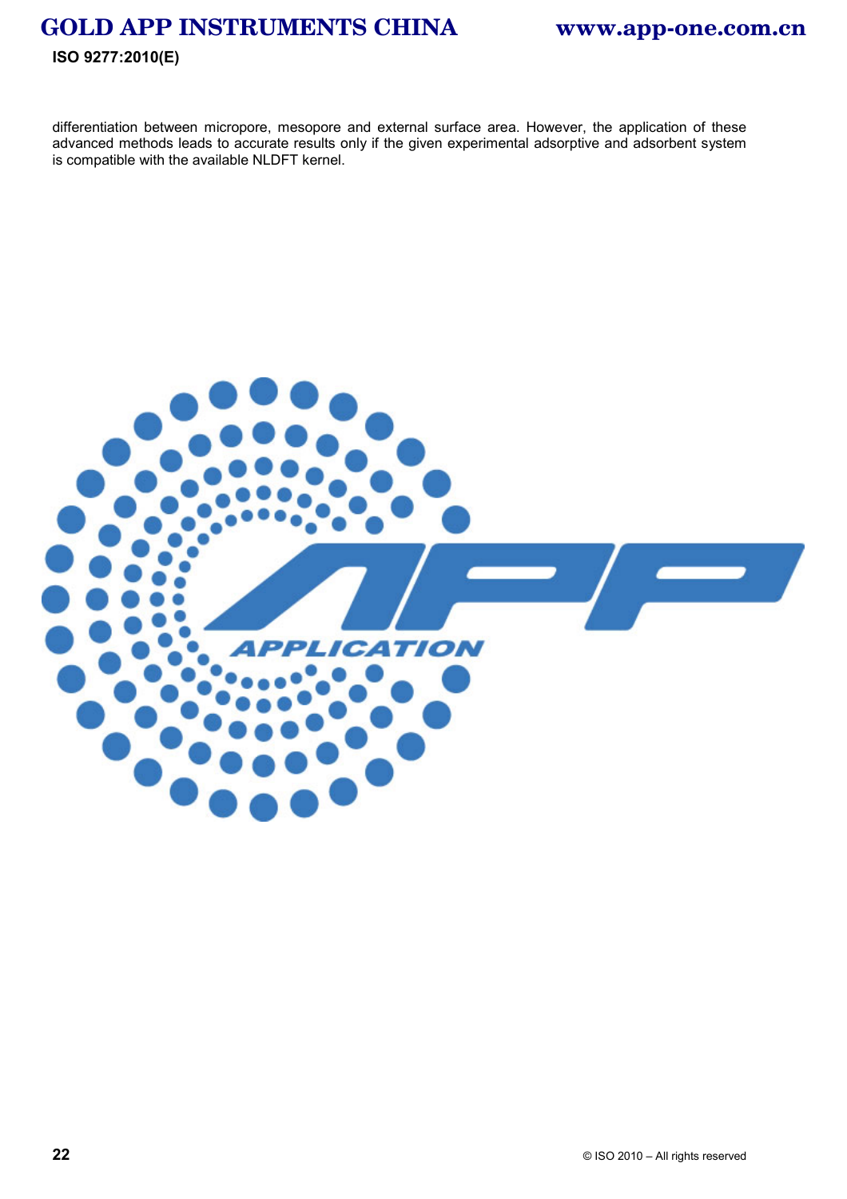differentiation between micropore, mesopore and external surface area. However, the application of these advanced methods leads to accurate results only if the given experimental adsorptive and adsorbent system is compatible with the available NLDFT kernel.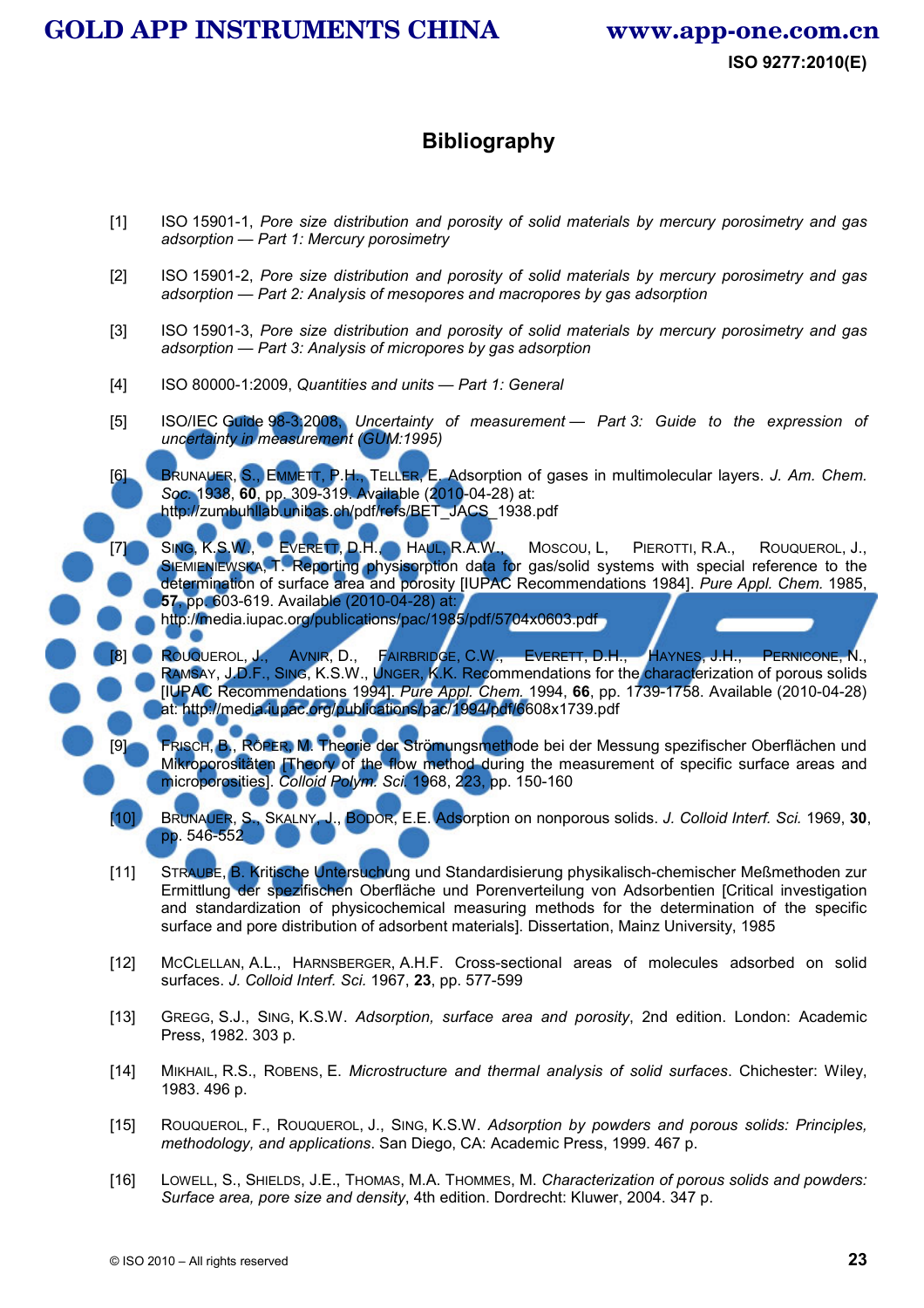# Bibliography

[1] ISO 15901-1, *Pore size distribution and porosity of solid materials by mercury porosimetry and gas adsorption — Part 1: Mercury porosimetry*

[2] ISO 15901-2, *Pore size distribution and porosity of solid materials by mercury porosimetry and gas adsorption — Part 2: Analysis of mesopores and macropores by gas adsorption*

[3] ISO 15901-3, *Pore size distribution and porosity of solid materials by mercury porosimetry and gas adsorption — Part 3: Analysis of micropores by gas adsorption*

[4] ISO 80000-1:2009, *Quantities and units — Part 1: General*

[5] ISO/IEC Guide 98-3:2008, *Uncertainty of measurement — Part 3: Guide to the expression of uncertainty in measurement (GUM:1995)*

[6] BRUNAUER, S., EMMETT, P.H., TELLER, E. Adsorption of gases in multimolecular layers. *J. Am. Chem. Soc.* 1938, **60**, pp. 309-319. Available (2010-04-28) at: http://zumbuhllab.unibas.ch/pdf/refs/BET_JACS_1938.pdf

[7] SING, K.S.W., EVERETT, D.H., HAUL, R.A.W., MOSCOU, L, PIEROTTI, R.A., ROUQUEROL, J., SIEMIENIEWSKA, T. Reporting physisorption data for gas/solid systems with special reference to the determination of surface area and porosity [IUPAC Recommendations 1984]. *Pure Appl. Chem.* 1985, **57**, pp. 603-619. Available (2010-04-28) at: http://media.iupac.org/publications/pac/1985/pdf/5704x0603.pdf

[8] ROUQUEROL, J., AVNIR, D., FAIRBRIDGE, C.W., EVERETT, D.H., HAYNES, J.H., PERNICONE, N., RAMSAY, J.D.F., SING, K.S.W., UNGER, K.K. Recommendations for the characterization of porous solids [IUPAC Recommendations 1994]. *Pure Appl. Chem.* 1994, **66**, pp. 1739-1758. Available (2010-04-28) at: http://media.iupac.org/publications/pac/1994/pdf/6608x1739.pdf

[9] FRISCH, B., RÖPER, M. Theorie der Strömungsmethode bei der Messung spezifischer Oberflächen und Mikroporositäten [Theory of the flow method during the measurement of specific surface areas and microporosities]. *Colloid Polym. Sci.* 1968, 223, pp. 150-160

[10] BRUNAUER, S., SKALNY, J., BODOR, E.E. Adsorption on nonporous solids. *J. Colloid Interf. Sci.* 1969, **30**, pp. 546-552

[11] STRAUBE, B. Kritische Untersuchung und Standardisierung physikalisch-chemischer Meßmethoden zur Ermittlung der spezifischen Oberfläche und Porenverteilung von Adsorbentien [Critical investigation and standardization of physicochemical measuring methods for the determination of the specific surface and pore distribution of adsorbent materials]. Dissertation, Mainz University, 1985

[12] MCCLELLAN, A.L., HARNSBERGER, A.H.F. Cross-sectional areas of molecules adsorbed on solid surfaces. *J. Colloid Interf. Sci.* 1967, **23**, pp. 577-599

[13] GREGG, S.J., SING, K.S.W. *Adsorption, surface area and porosity*, 2nd edition. London: Academic Press, 1982. 303 p.

[14] MIKHAIL, R.S., ROBENS, E. *Microstructure and thermal analysis of solid surfaces*. Chichester: Wiley, 1983. 496 p.

[15] ROUQUEROL, F., ROUQUEROL, J., SING, K.S.W. *Adsorption by powders and porous solids: Principles, methodology, and applications*. San Diego, CA: Academic Press, 1999. 467 p.

[16] LOWELL, S., SHIELDS, J.E., THOMAS, M.A. THOMMES, M. *Characterization of porous solids and powders: Surface area, pore size and density*, 4th edition. Dordrecht: Kluwer, 2004. 347 p.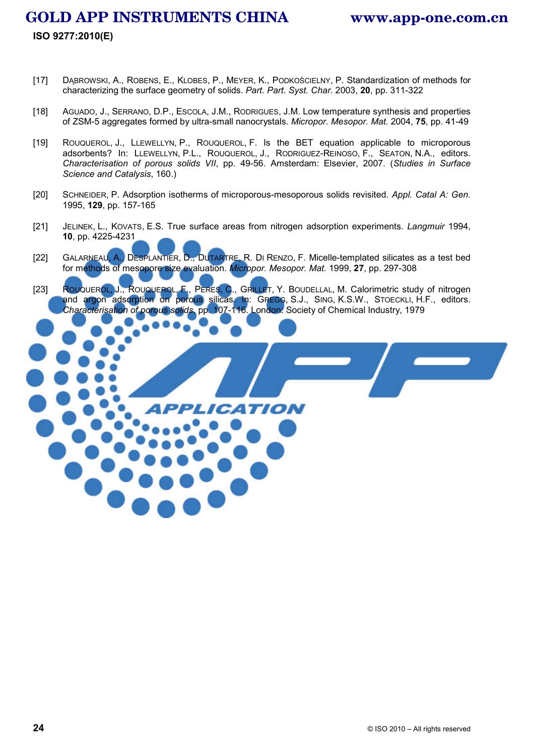[17] DĄBROWSKI, A., ROBENS, E., KLOBES, P., MEYER, K., PODKOŚCIELNY, P. Standardization of methods for characterizing the surface geometry of solids. *Part. Part. Syst. Char.* 2003, **20**, pp. 311-322

[18] AGUADO, J., SERRANO, D.P., ESCOLA, J.M., RODRIGUES, J.M. Low temperature synthesis and properties of ZSM-5 aggregates formed by ultra-small nanocrystals. *Micropor. Mesopor. Mat.* 2004, **75**, pp. 41-49

[19] ROUQUEROL, J., LLEWELLYN, P., ROUQUEROL, F. Is the BET equation applicable to microporous adsorbents? In: LLEWELLYN, P.L., ROUQUEROL, J., RODRIGUEZ-REINOSO, F., SEATON, N.A., editors. *Characterisation of porous solids VII*, pp. 49-56. Amsterdam: Elsevier, 2007. (*Studies in Surface Science and Catalysis*, 160.)

[20] SCHNEIDER, P. Adsorption isotherms of microporous-mesoporous solids revisited. *Appl. Catal A: Gen.* 1995, **129**, pp. 157-165

[21] JELINEK, L., KOVATS, E.S. True surface areas from nitrogen adsorption experiments. *Langmuir* 1994, **10**, pp. 4225-4231

[22] GALARNEAU, A., DESPLANTIER, D., DUTARTRE, R. DI RENZO, F. Micelle-templated silicates as a test bed for methods of mesopore size evaluation. *Micropor. Mesopor. Mat.* 1999, **27**, pp. 297-308

[23] ROUQUEROL, J., ROUQUEROL, F., PERES, C., GRILLET, Y. BOUDELLAL, M. Calorimetric study of nitrogen and argon adsorption on porous silicas. In: GREGG, S.J., SING, K.S.W., STOECKLI, H.F., editors. *Characterisation of porous solids*, pp. 107-116. London: Society of Chemical Industry, 1979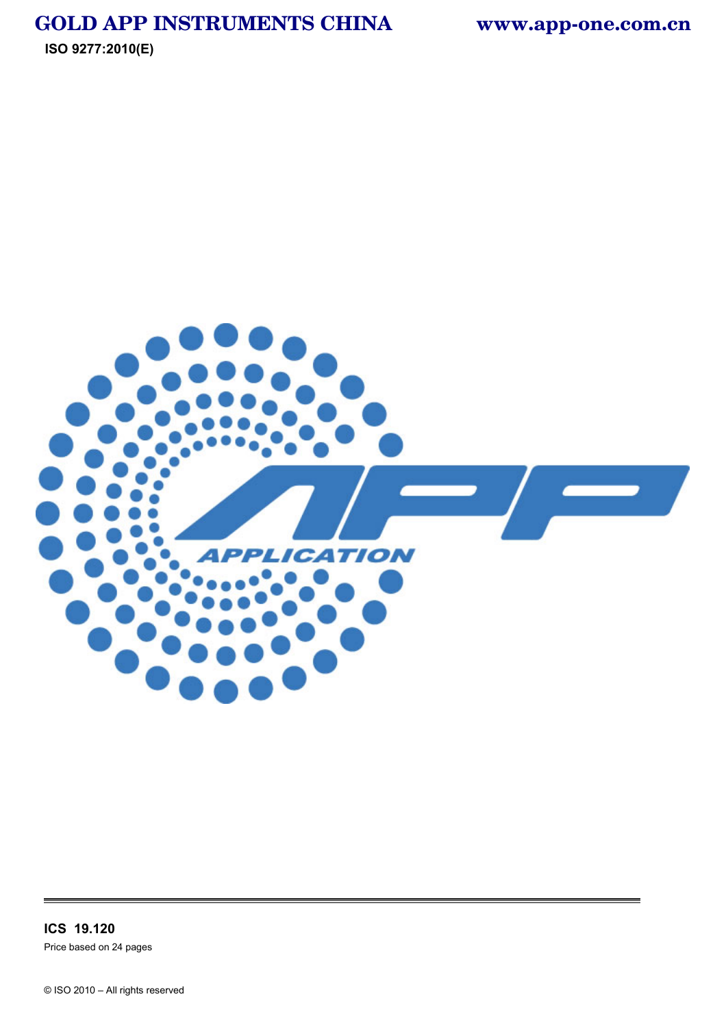ICS 19.120

Price based on 24 pages

© ISO 2010 – All rights reserved